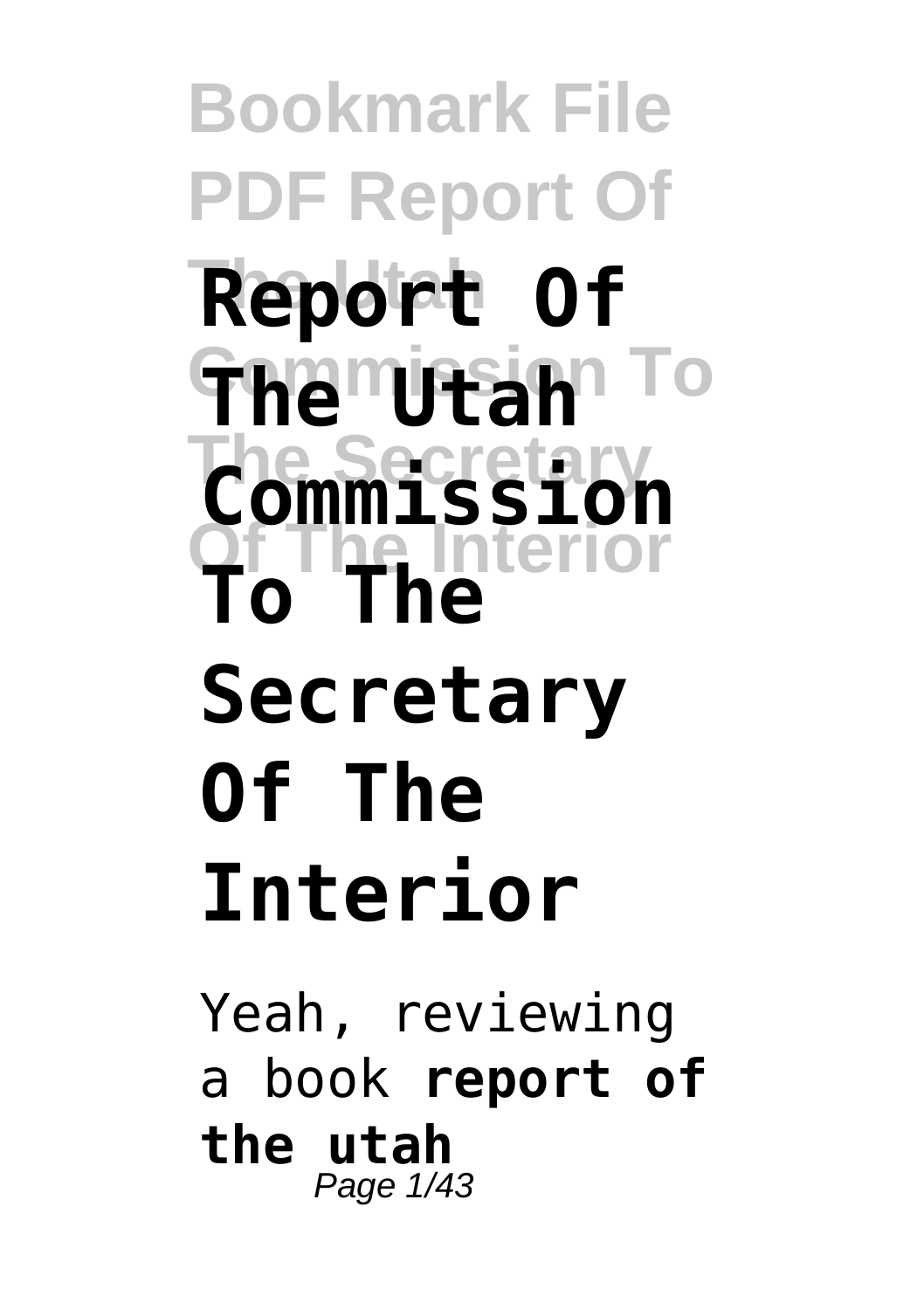# Report Of The Utah Commission To The Secretary Of The Interior

Yeah, reviewing a book **report of the utah**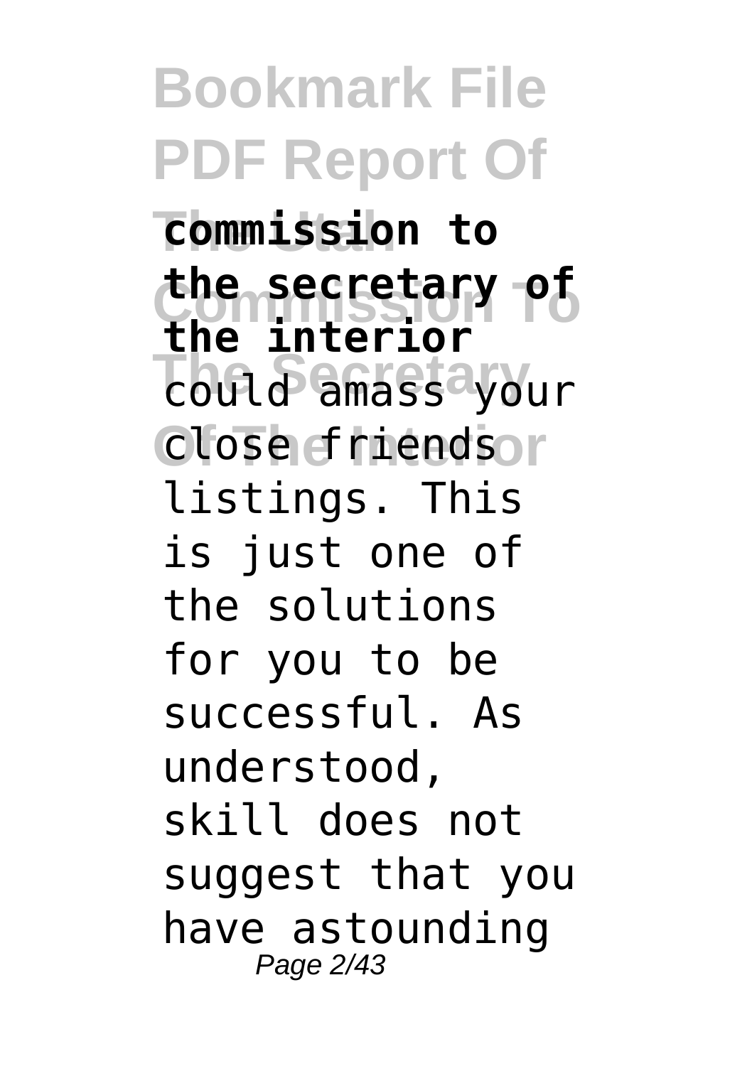**commission to the secretary of the interior** could amass your close friends listings. This is just one of the solutions for you to be successful. As understood, skill does not suggest that you have astounding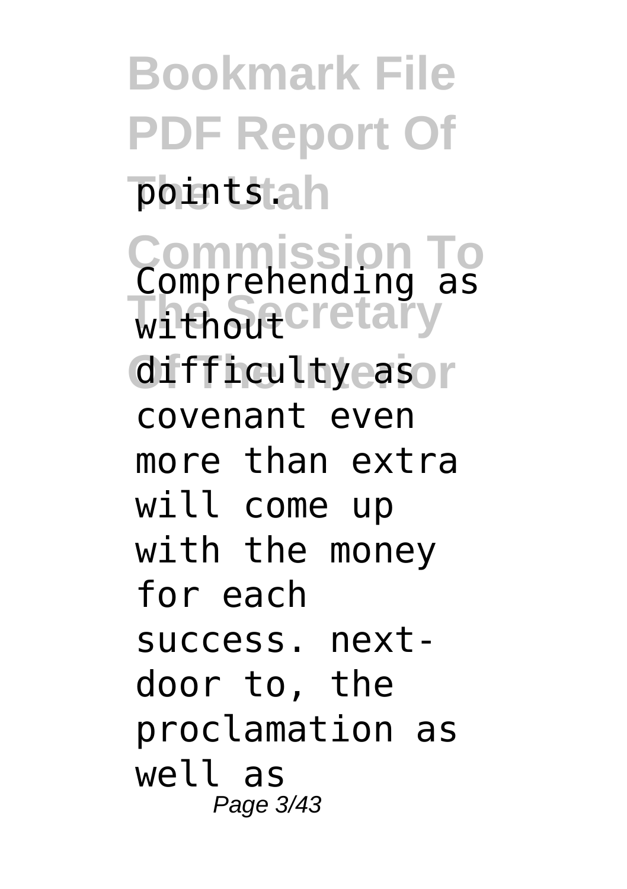points.

Comprehending as without difficulty as covenant even more than extra will come up with the money for each success. next-door to, the proclamation as well as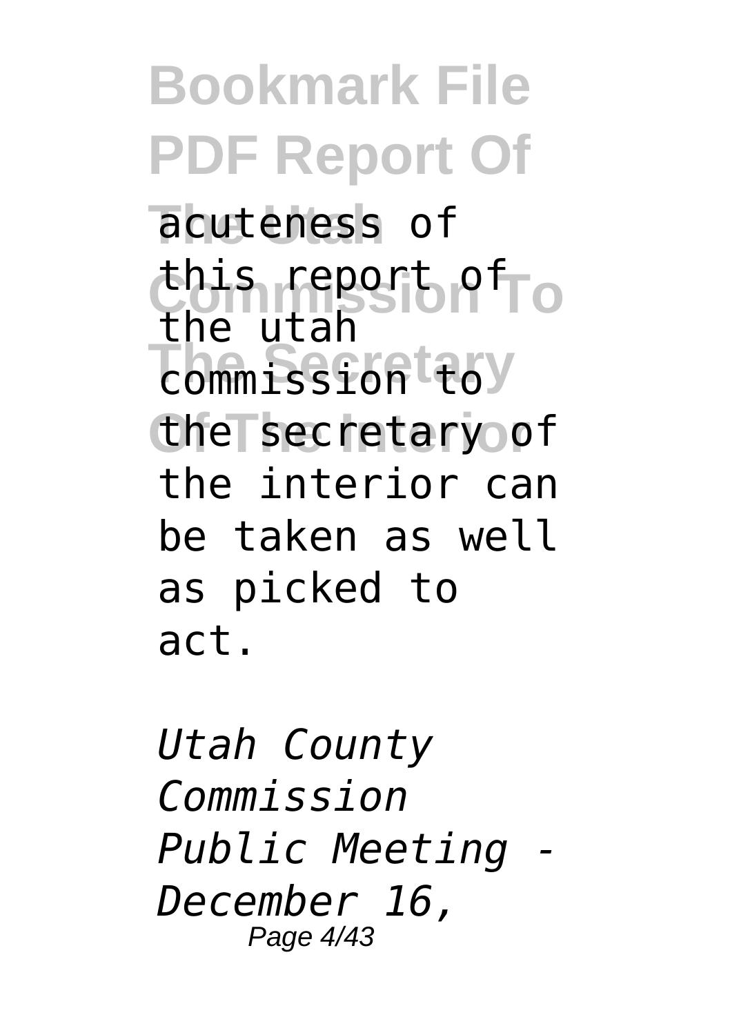acuteness of this report of the utah commission to the secretary of the interior can be taken as well as picked to act.

*Utah County Commission Public Meeting - December 16,*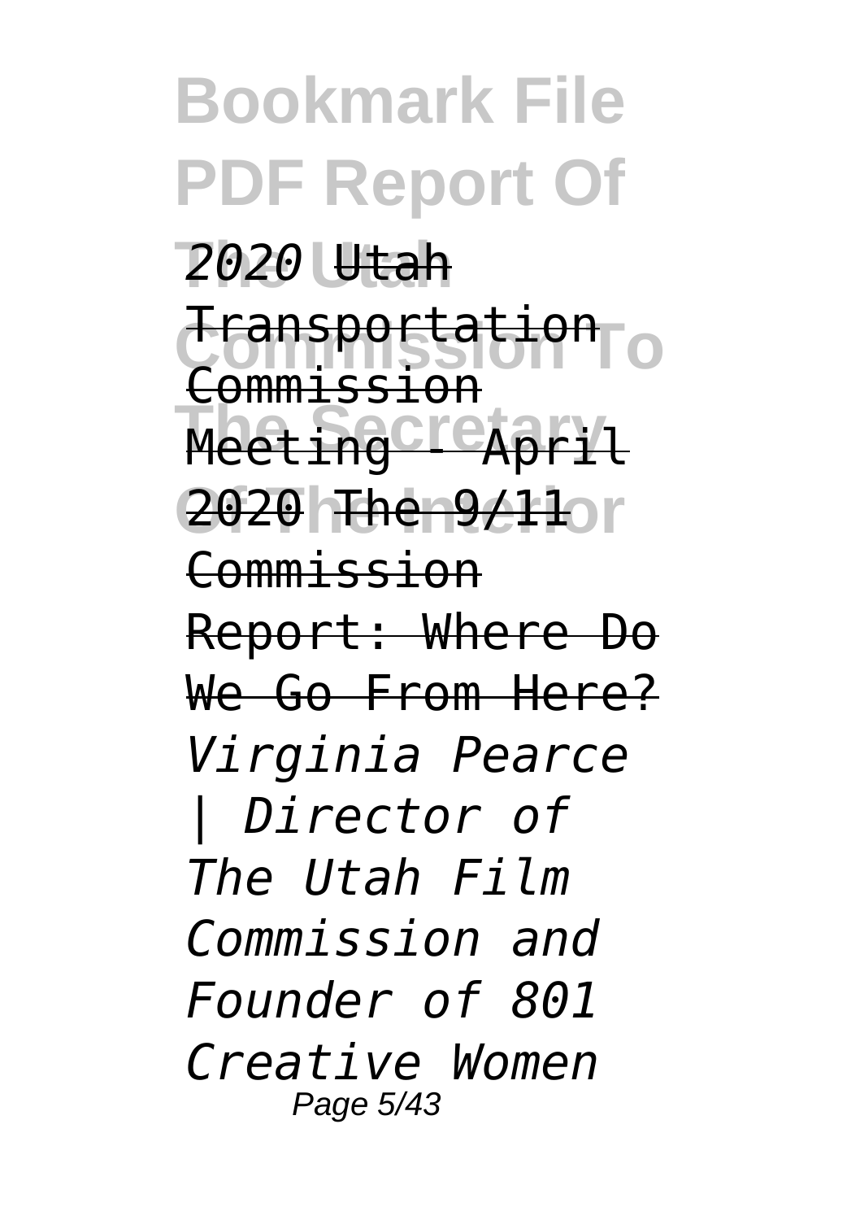*2020* Utah Transportation Commission Meeting - April 2020 The 9/11 Commission Report: Where Do We Go From Here? *Virginia Pearce | Director of The Utah Film Commission and Founder of 801 Creative Women*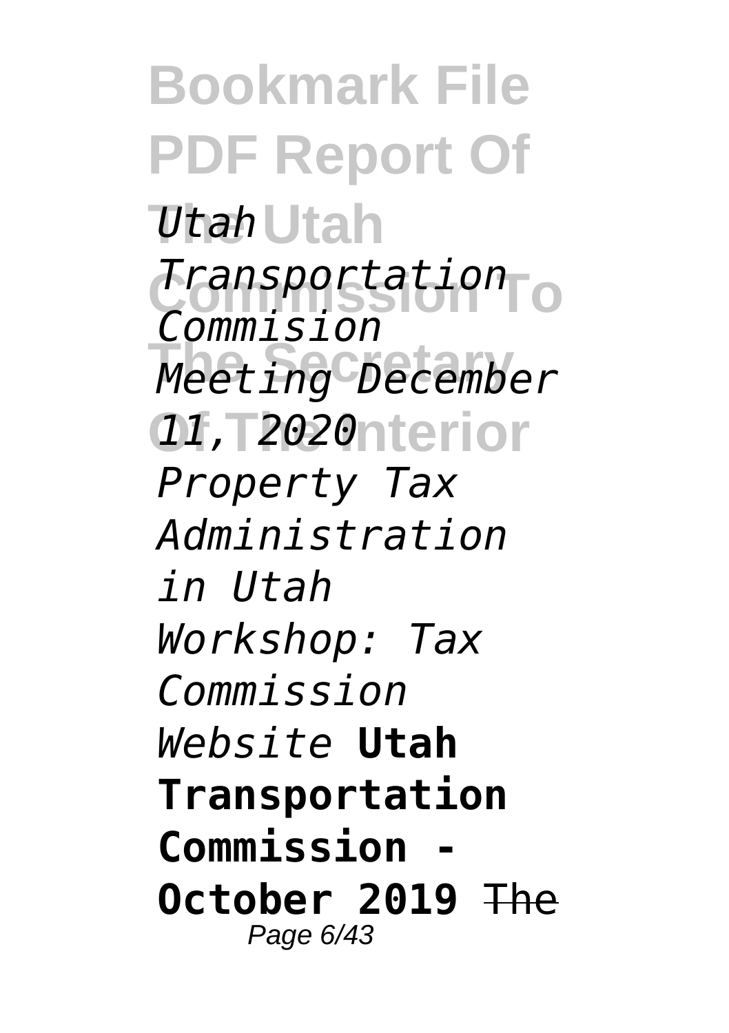*Utah Transportation Commision Meeting December 11, 2020*

*Property Tax Administration in Utah*

*Workshop: Tax Commission Website* **Utah Transportation Commission - October 2019** ~~The~~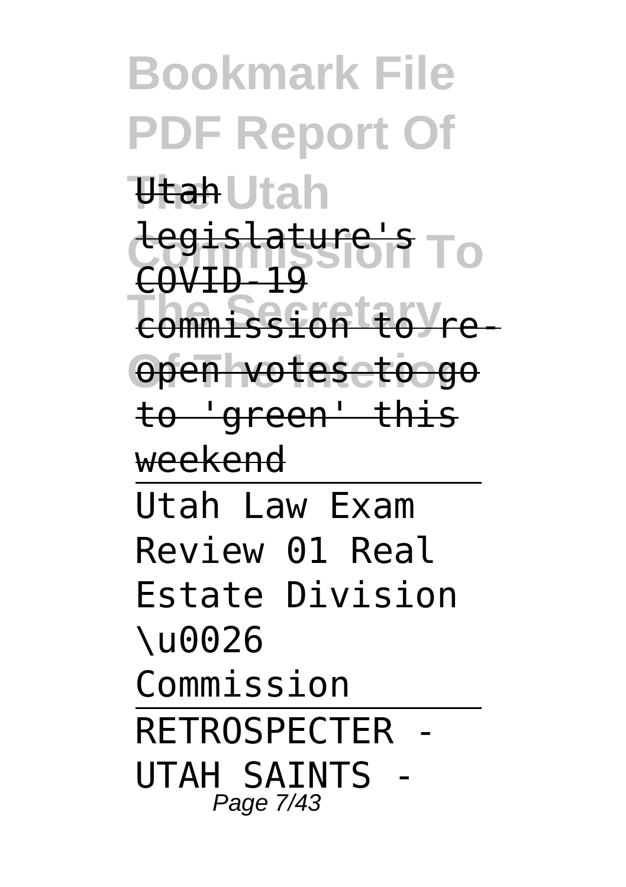Utah legislature's COVID-19 commission to re-open votes to go to 'green' this weekend

Utah Law Exam Review 01 Real Estate Division \u0026 Commission

RETROSPECTER - UTAH SAINTS -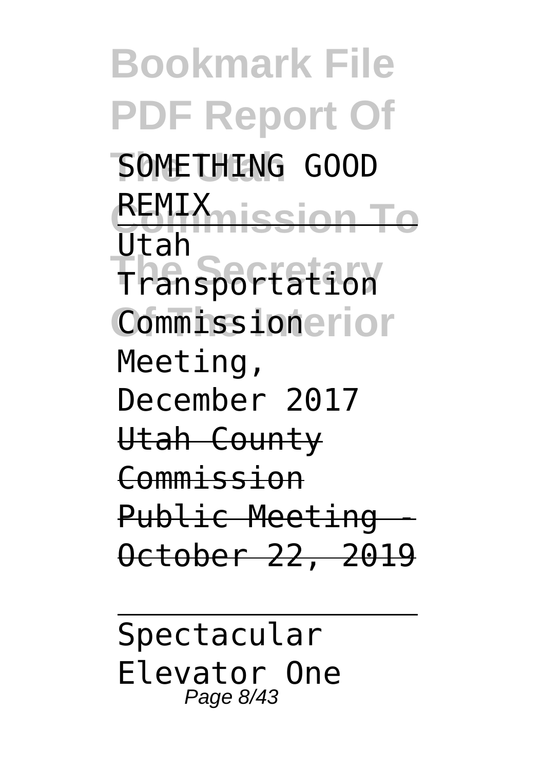SOMETHING GOOD REMIX

Utah Transportation Commission Meeting, December 2017

~~Utah County Commission Public Meeting - October 22, 2019~~

---

Spectacular Elevator One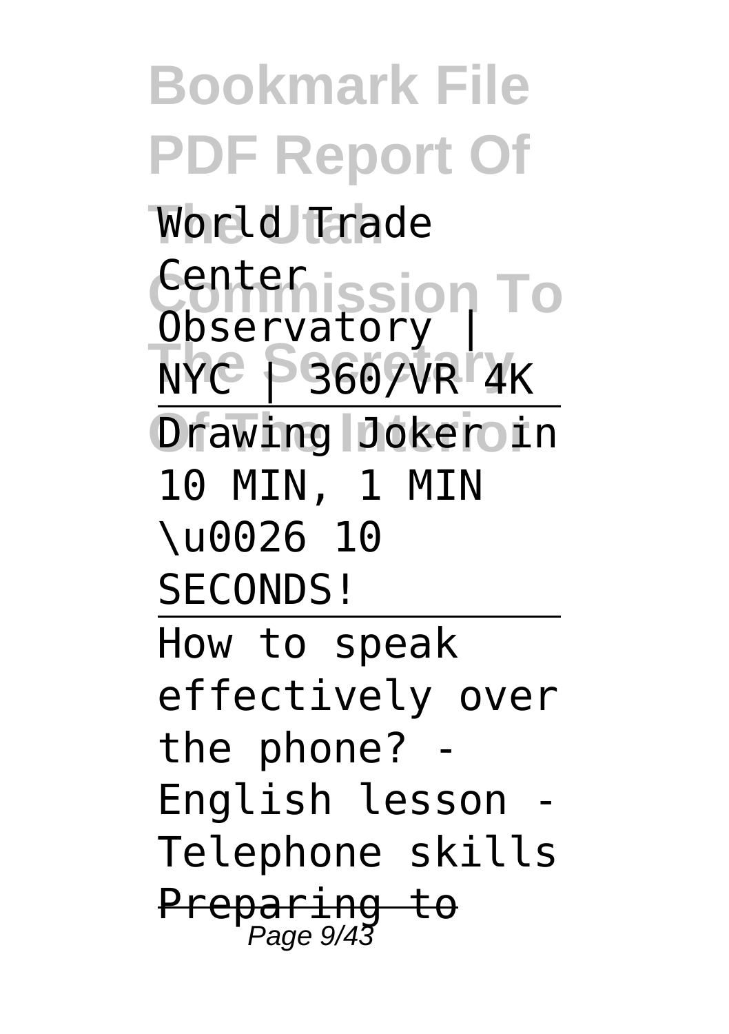World Trade Center Observatory | NYC | 360/VR 4K

Drawing Joker in 10 MIN, 1 MIN \u0026 10 SECONDS!

How to speak effectively over the phone? - English lesson - Telephone skills

~~Preparing to~~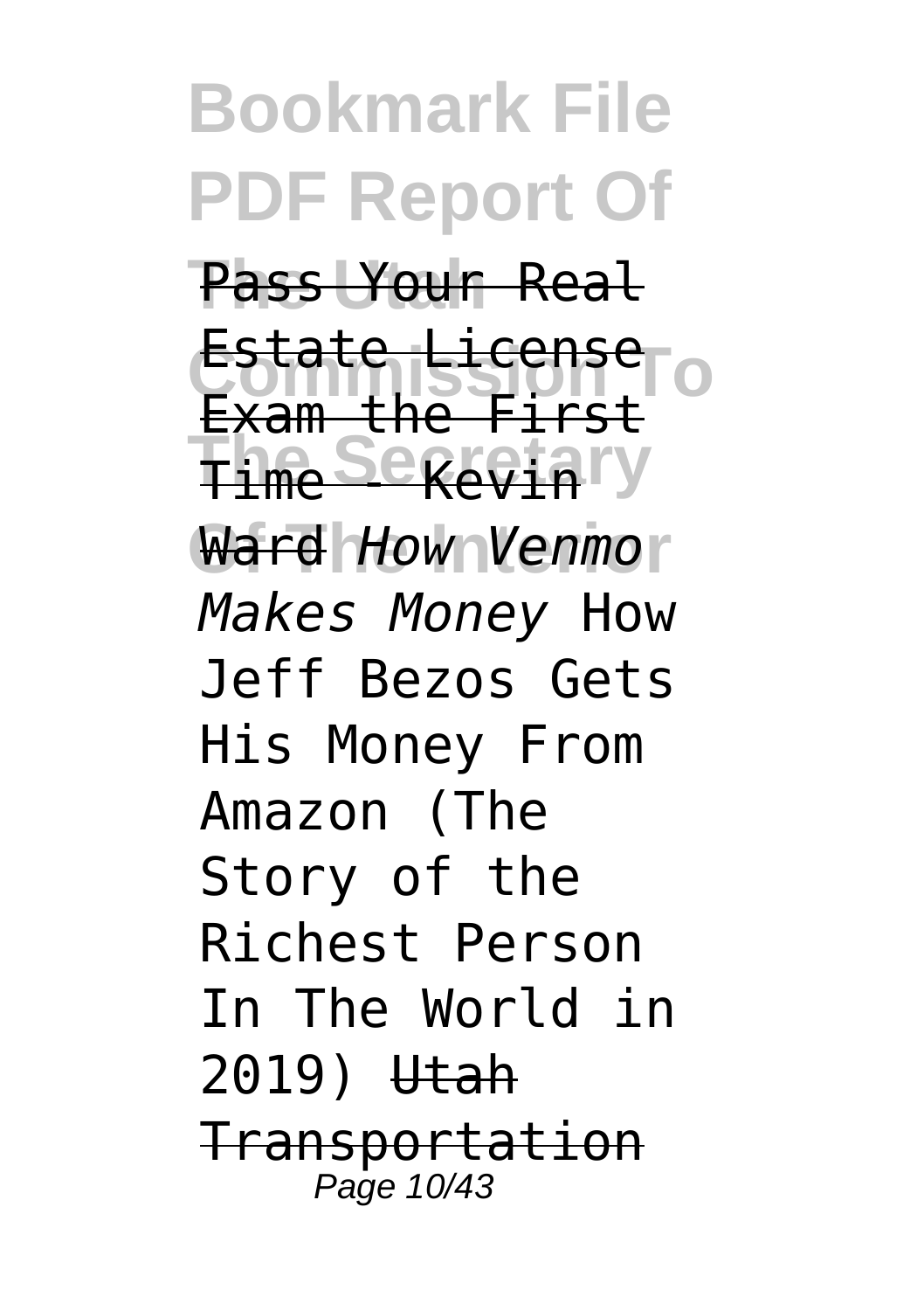Pass Your Real Estate License Exam the First Time - Kevin Ward *How Venmo Makes Money* How Jeff Bezos Gets His Money From Amazon (The Story of the Richest Person In The World in 2019) Utah Transportation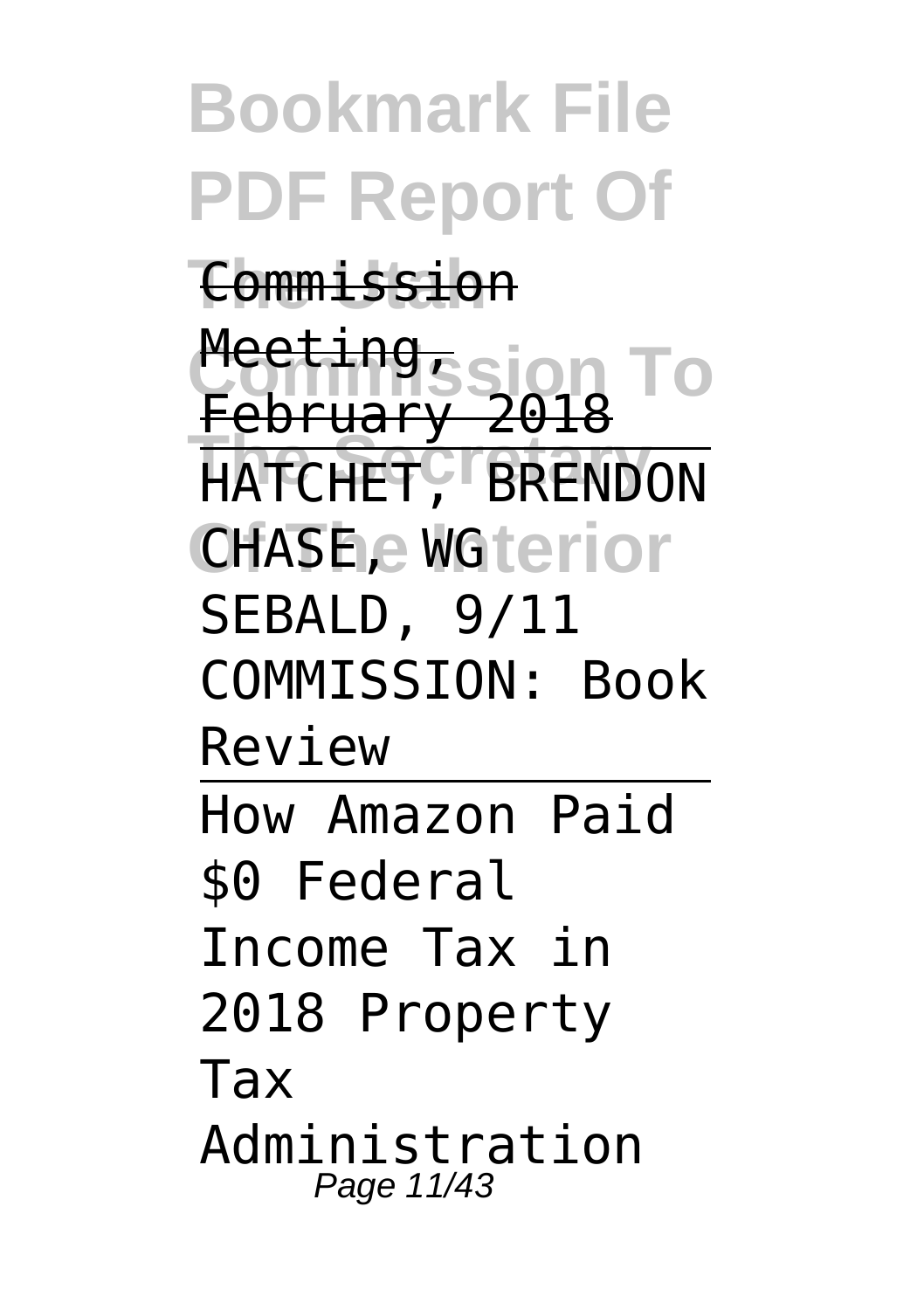Commission Meeting, February 2018

HATCHET, BRENDON CHASE, WG SEBALD, 9/11 COMMISSION: Book Review

How Amazon Paid $0 Federal Income Tax in 2018 Property Tax Administration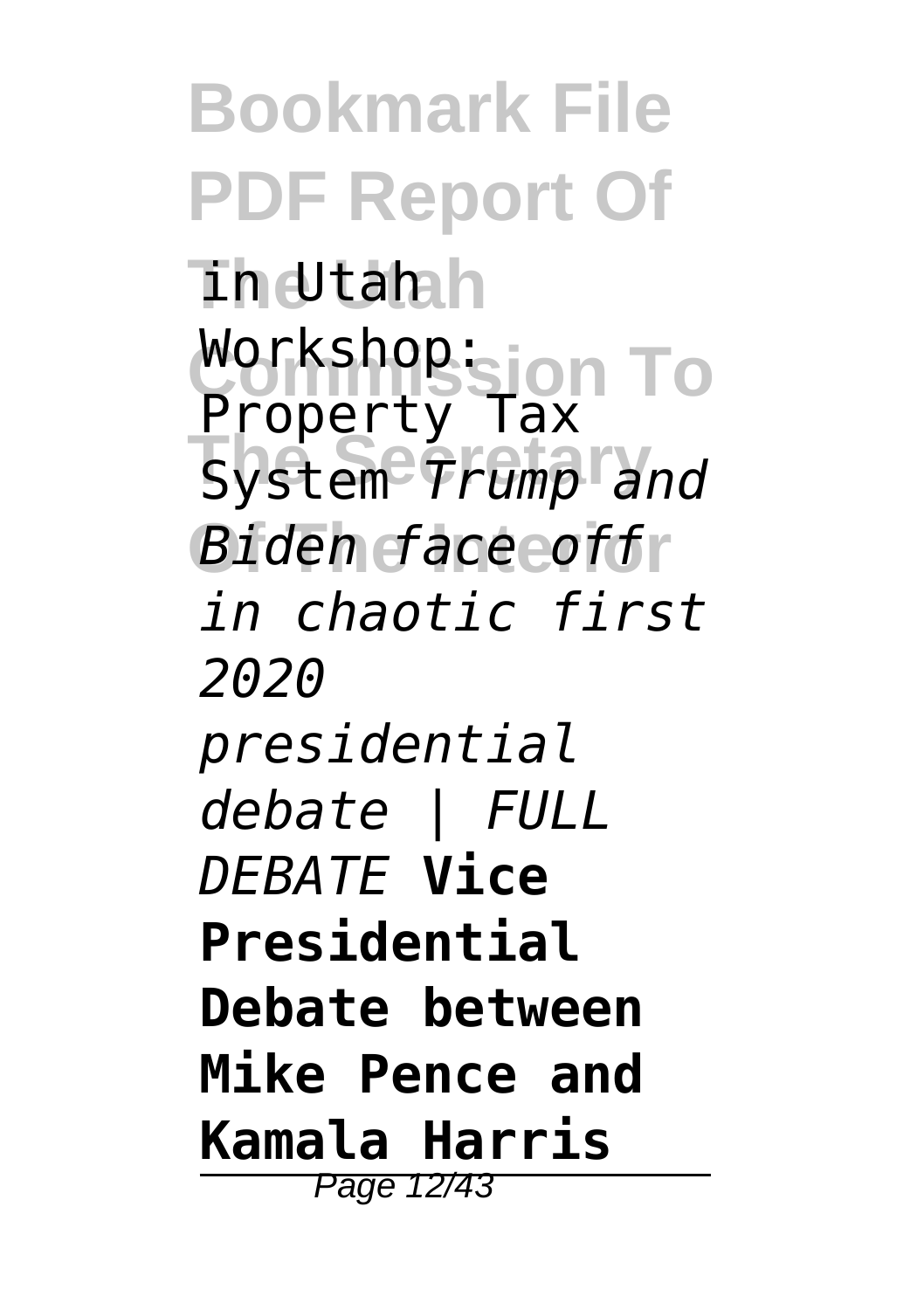in Utah Workshop: Property Tax System *Trump and Biden face off in chaotic first 2020 presidential debate | FULL DEBATE* **Vice Presidential Debate between Mike Pence and Kamala Harris**

---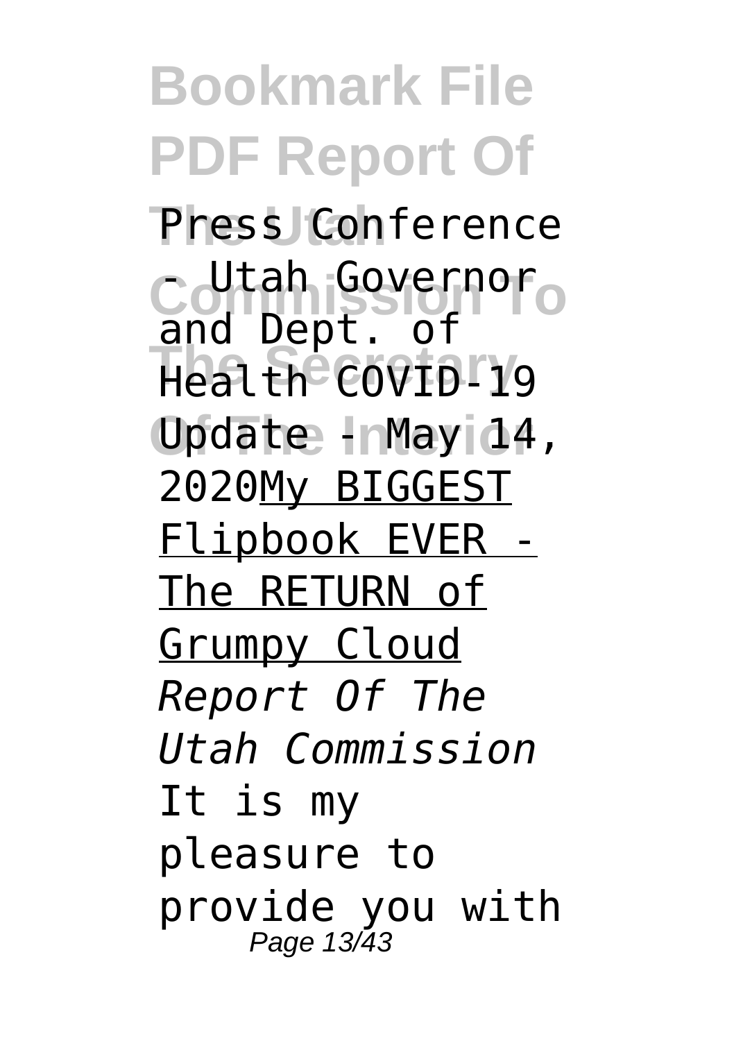Press Conference - Utah Governor and Dept. of Health COVID-19 Update - May 14, 2020My BIGGEST Flipbook EVER - The RETURN of Grumpy Cloud *Report Of The Utah Commission* It is my pleasure to provide you with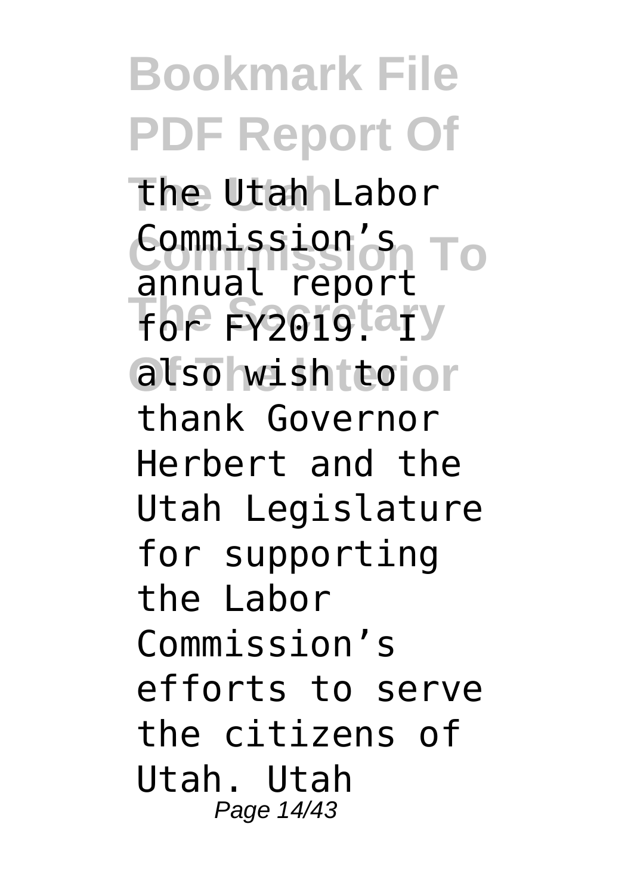the Utah Labor Commission's annual report for FY2019. I also wish to thank Governor Herbert and the Utah Legislature for supporting the Labor Commission's efforts to serve the citizens of Utah. Utah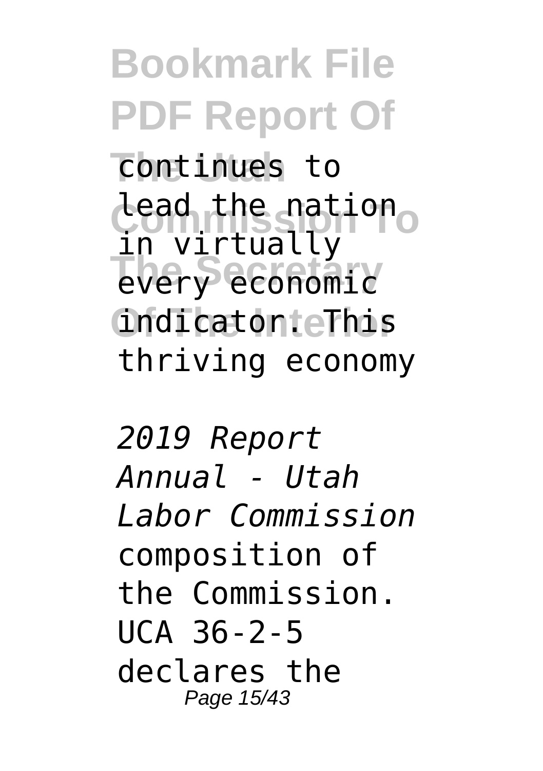continues to lead the nation in virtually every economic indicator. This thriving economy

*2019 Report Annual - Utah Labor Commission*
composition of the Commission. UCA 36-2-5 declares the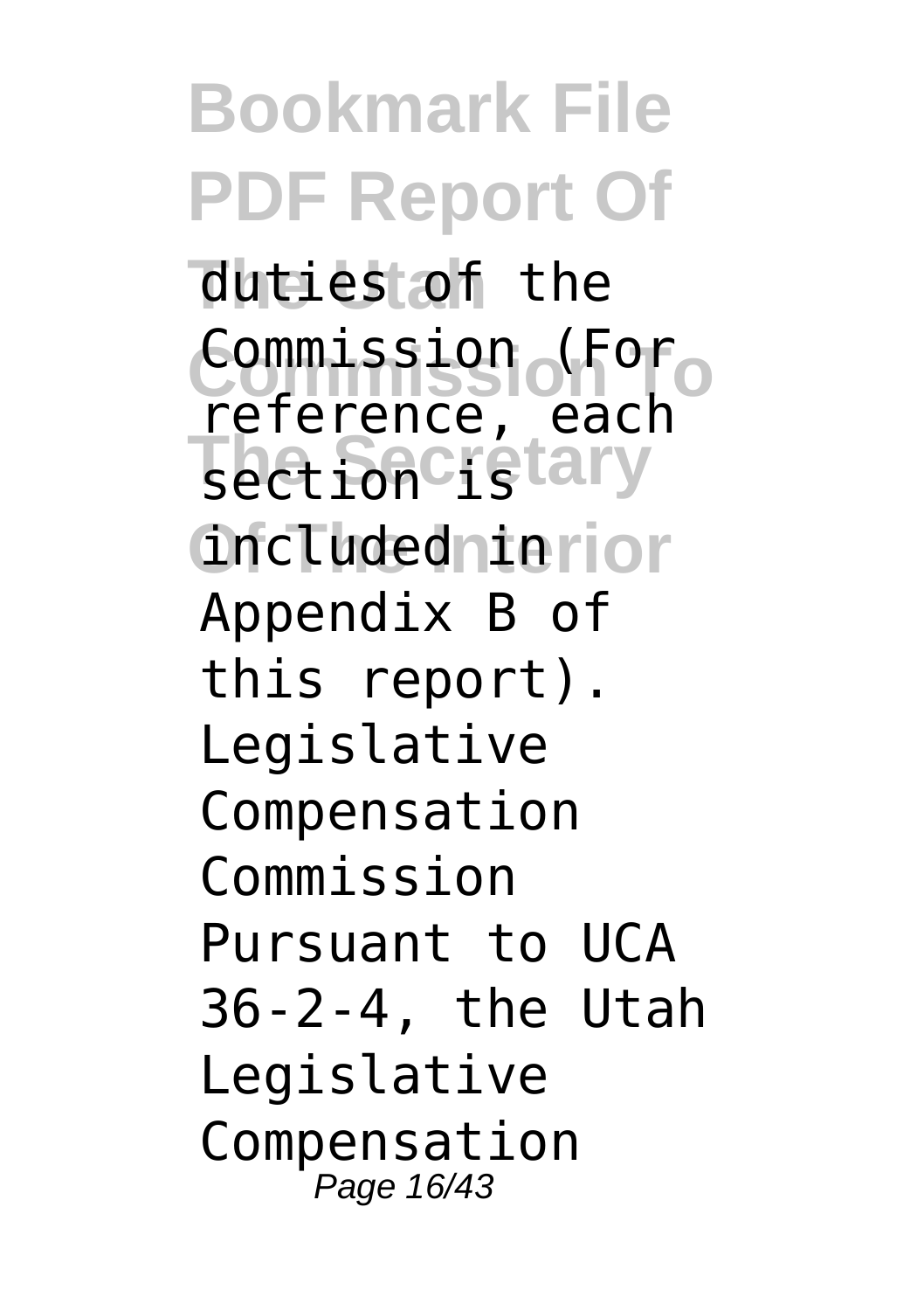duties of the Commission (For reference, each section is included in Appendix B of this report). Legislative Compensation Commission Pursuant to UCA 36-2-4, the Utah Legislative Compensation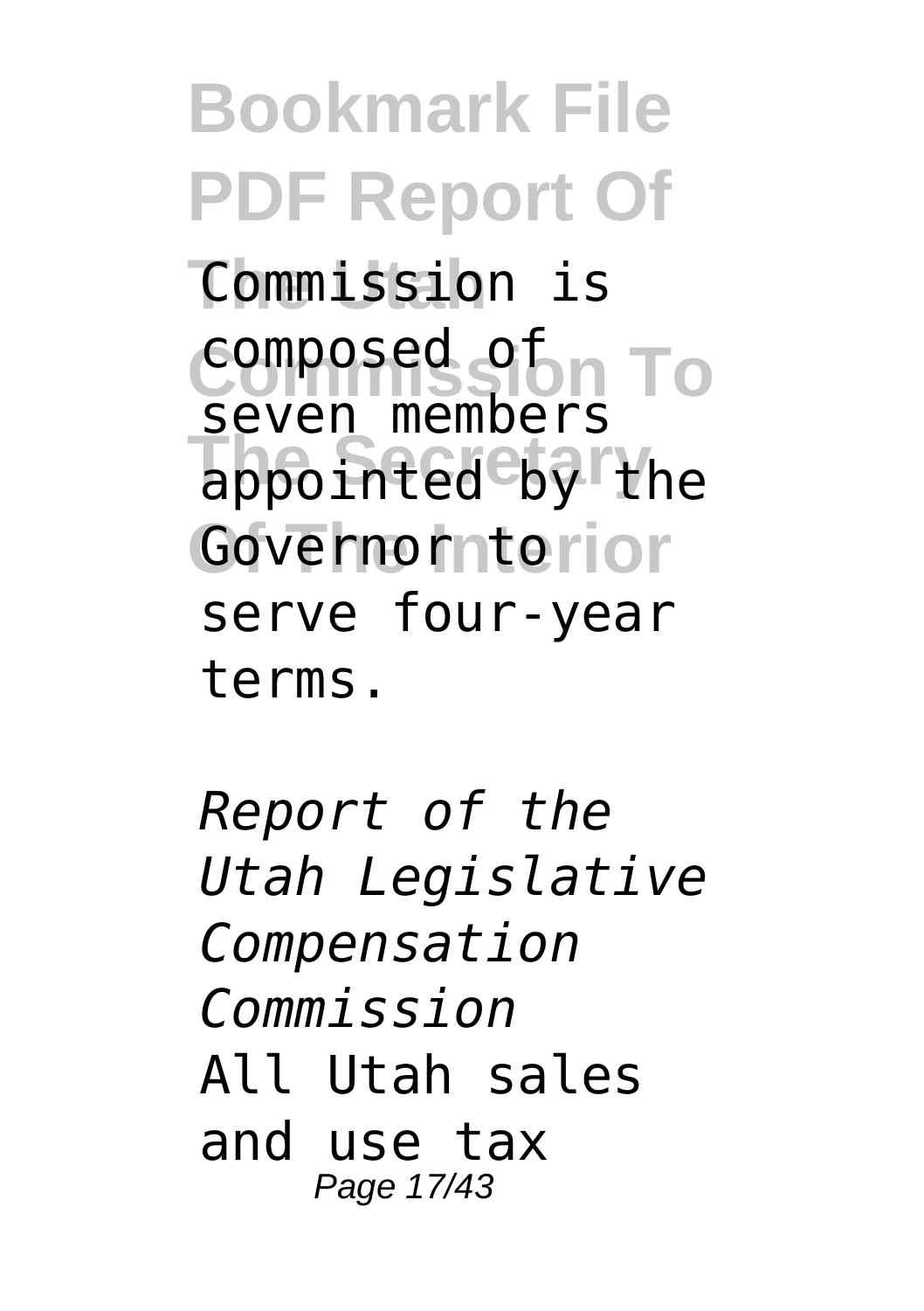Commission is composed of seven members appointed by the Governor to serve four-year terms.

*Report of the Utah Legislative Compensation Commission*

All Utah sales and use tax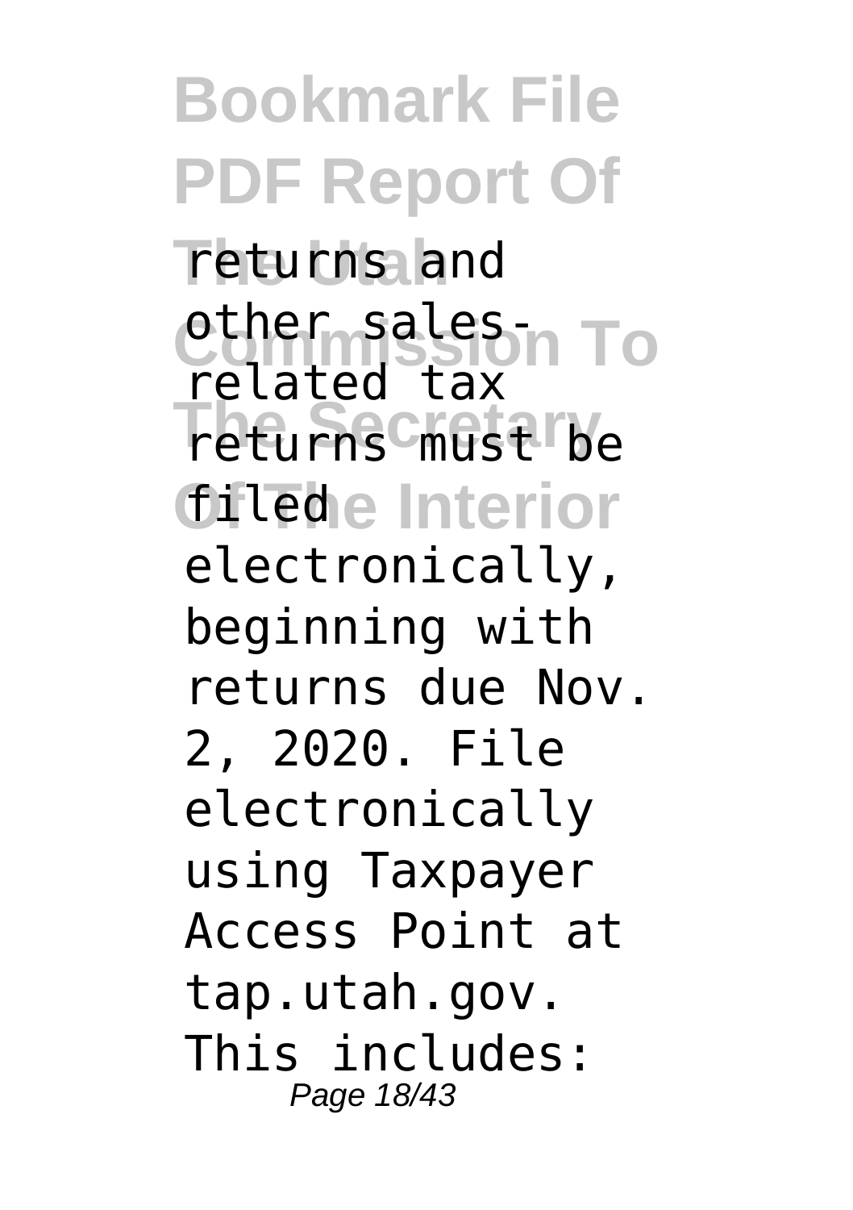returns and other sales-related tax returns must be filed electronically, beginning with returns due Nov. 2, 2020. File electronically using Taxpayer Access Point at tap.utah.gov. This includes: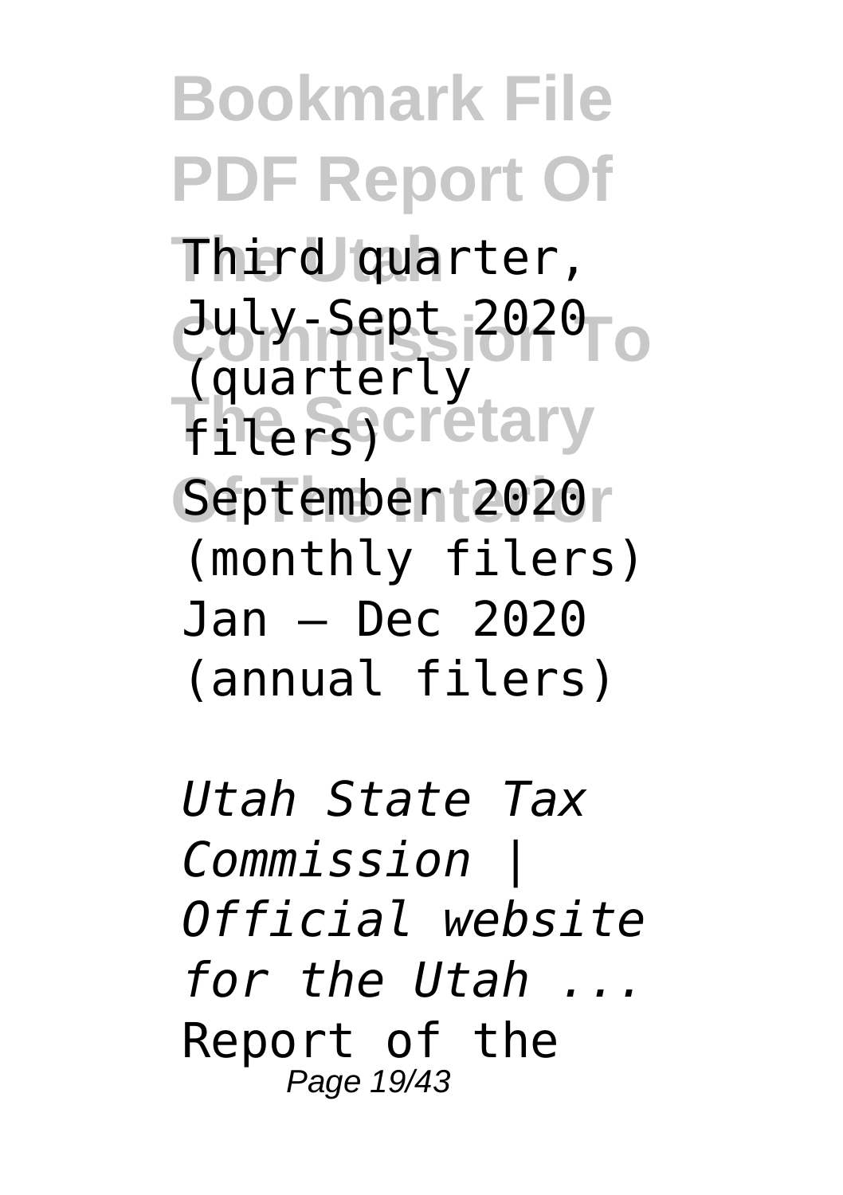Third quarter, July-Sept 2020 (quarterly filers)
September 2020 (monthly filers)
Jan – Dec 2020 (annual filers)

*Utah State Tax Commission | Official website for the Utah ...*
Report of the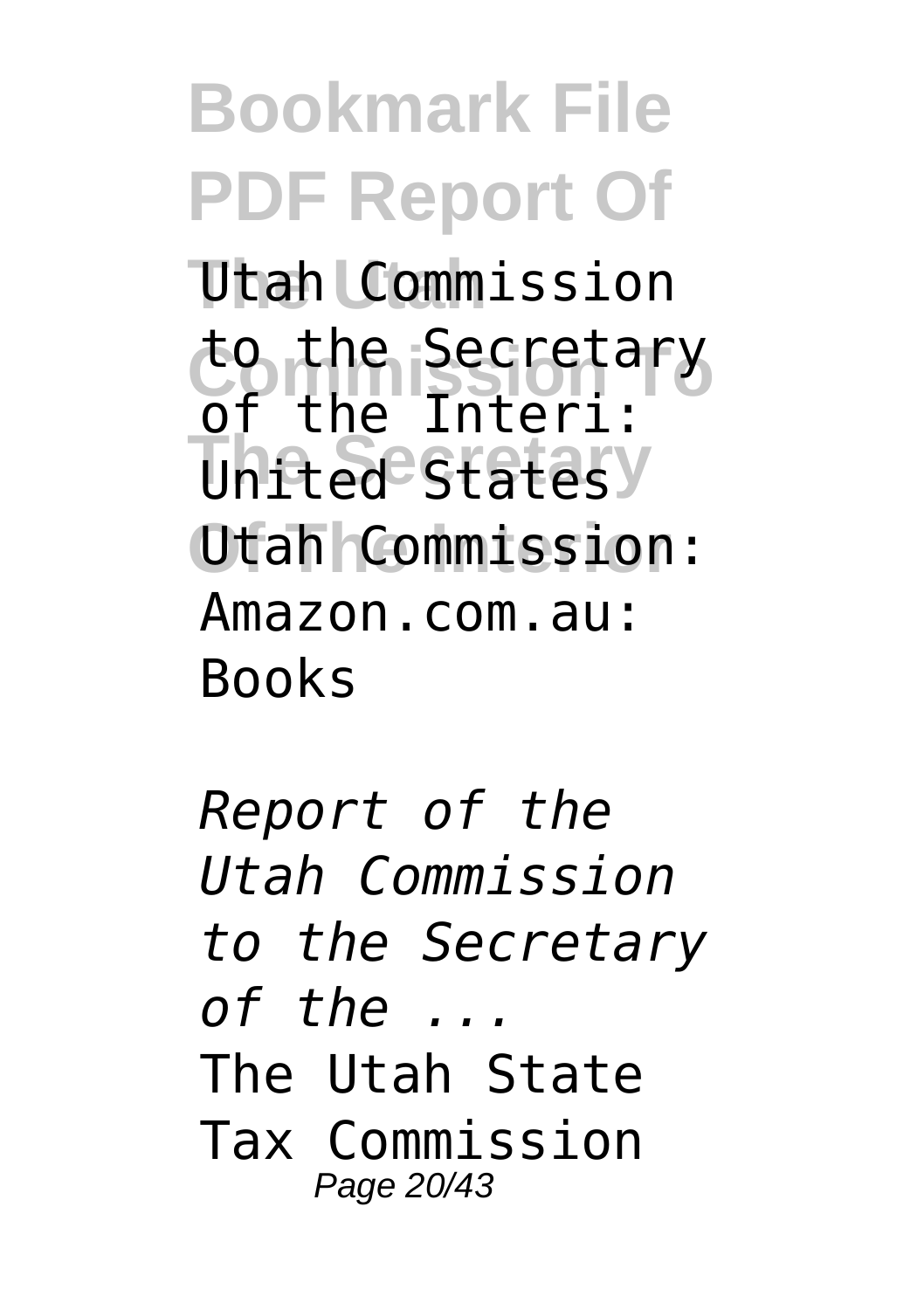Utah Commission to the Secretary of the Interi: United States Utah Commission: Amazon.com.au: Books

*Report of the Utah Commission to the Secretary of the ...*

The Utah State Tax Commission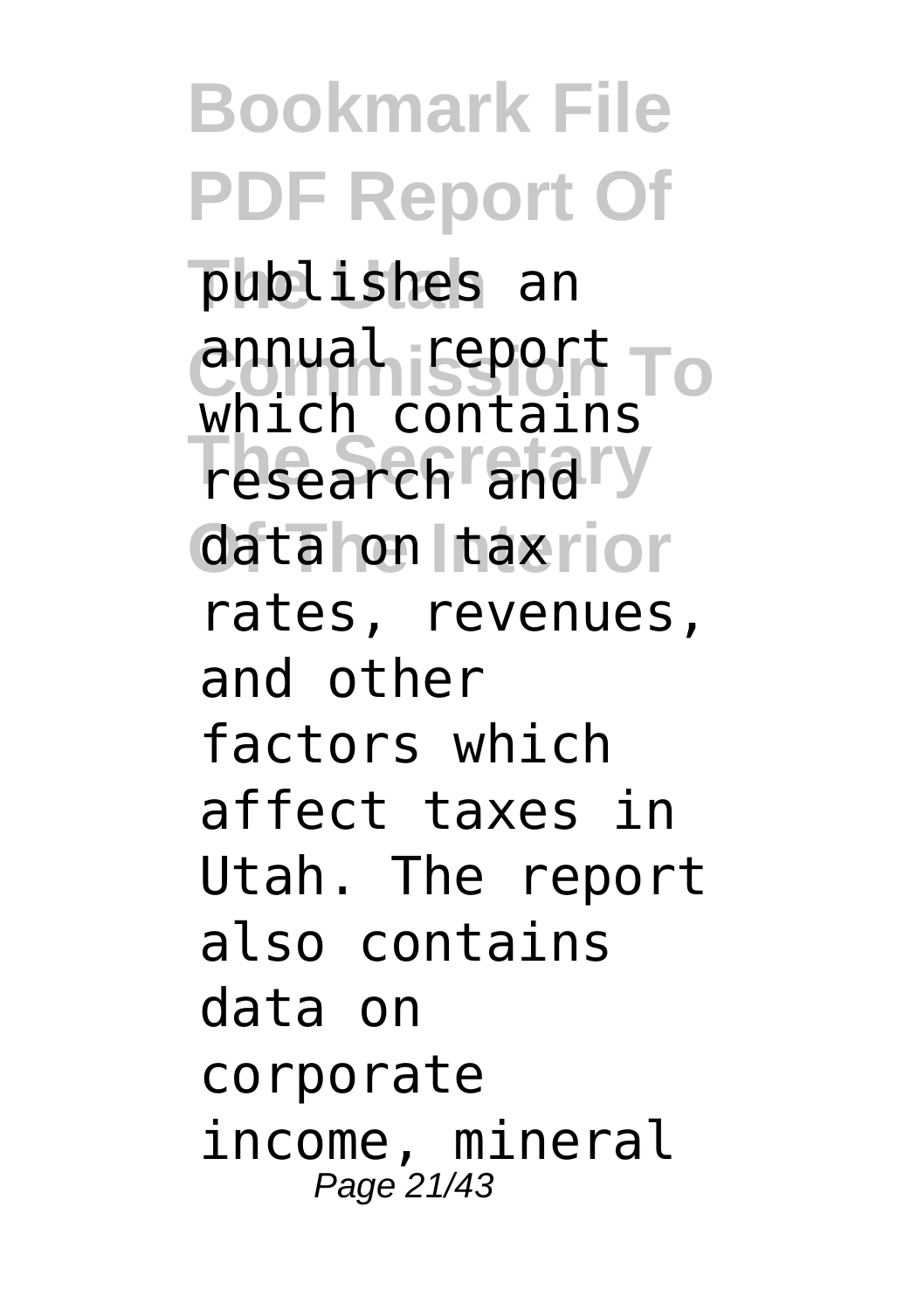publishes an annual report which contains research and data on tax rates, revenues, and other factors which affect taxes in Utah. The report also contains data on corporate income, mineral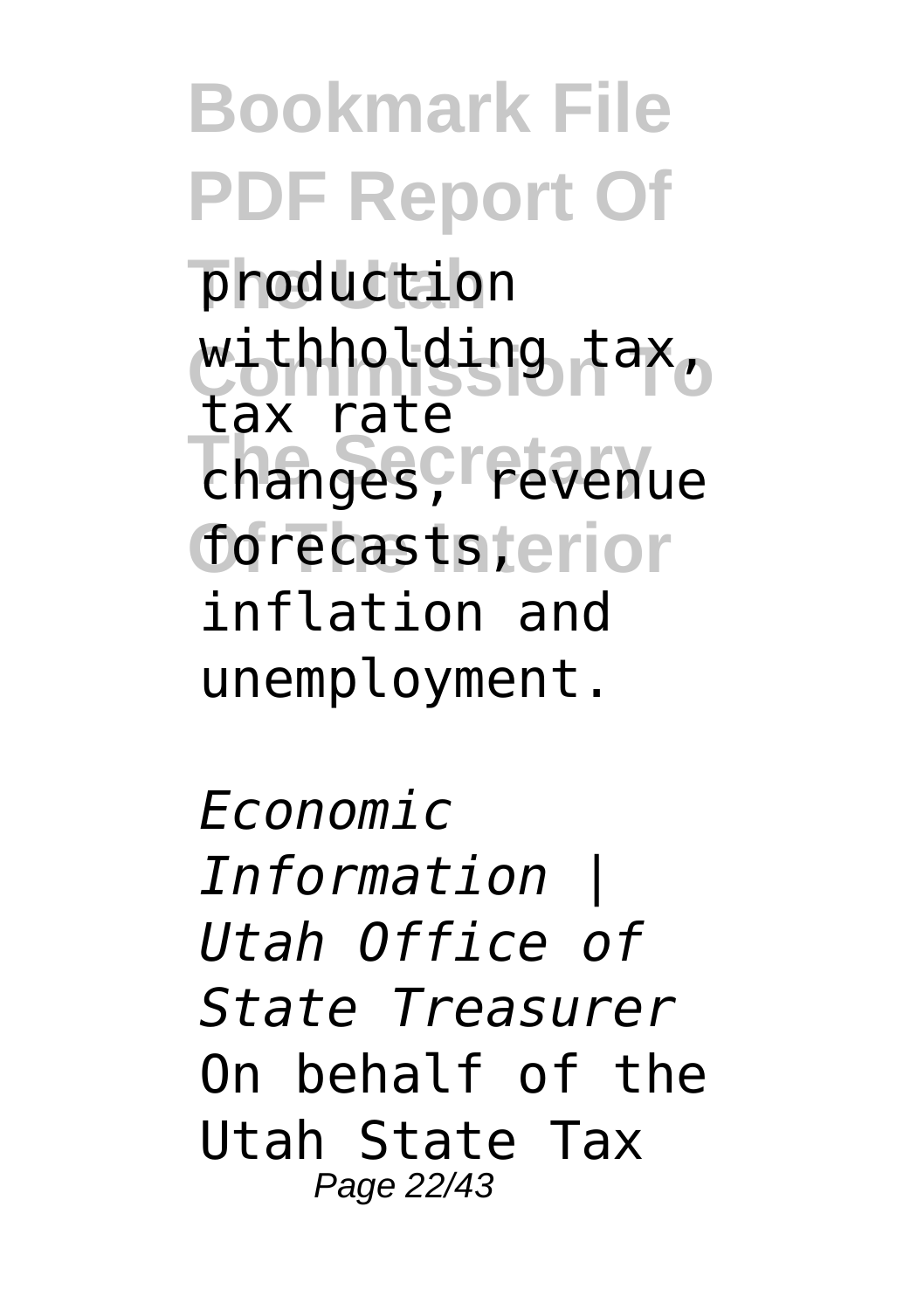production withholding tax, tax rate changes, revenue forecasts, inflation and unemployment.

*Economic Information | Utah Office of State Treasurer*

On behalf of the Utah State Tax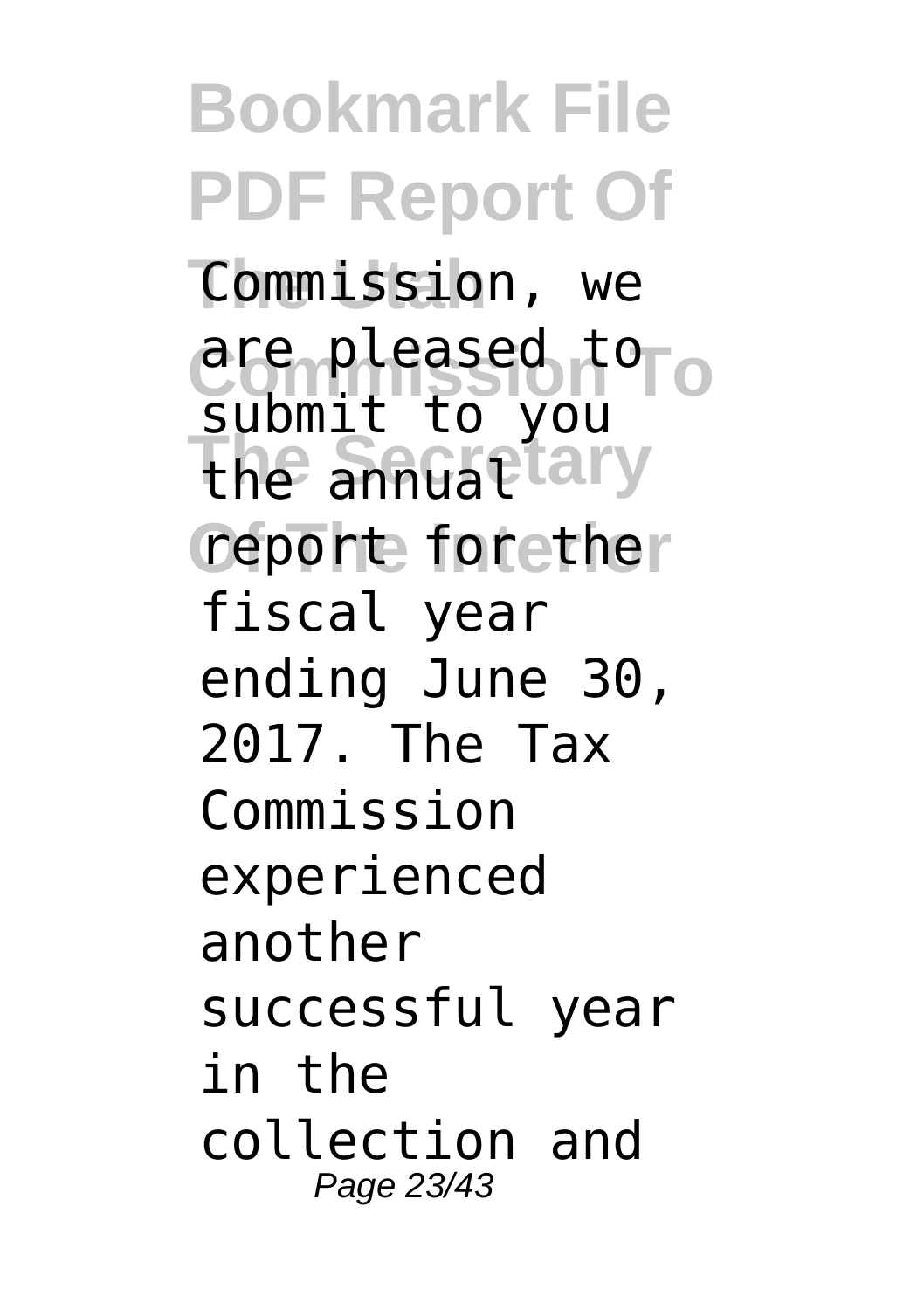Commission, we are pleased to submit to you the annual report for the fiscal year ending June 30, 2017. The Tax Commission experienced another successful year in the collection and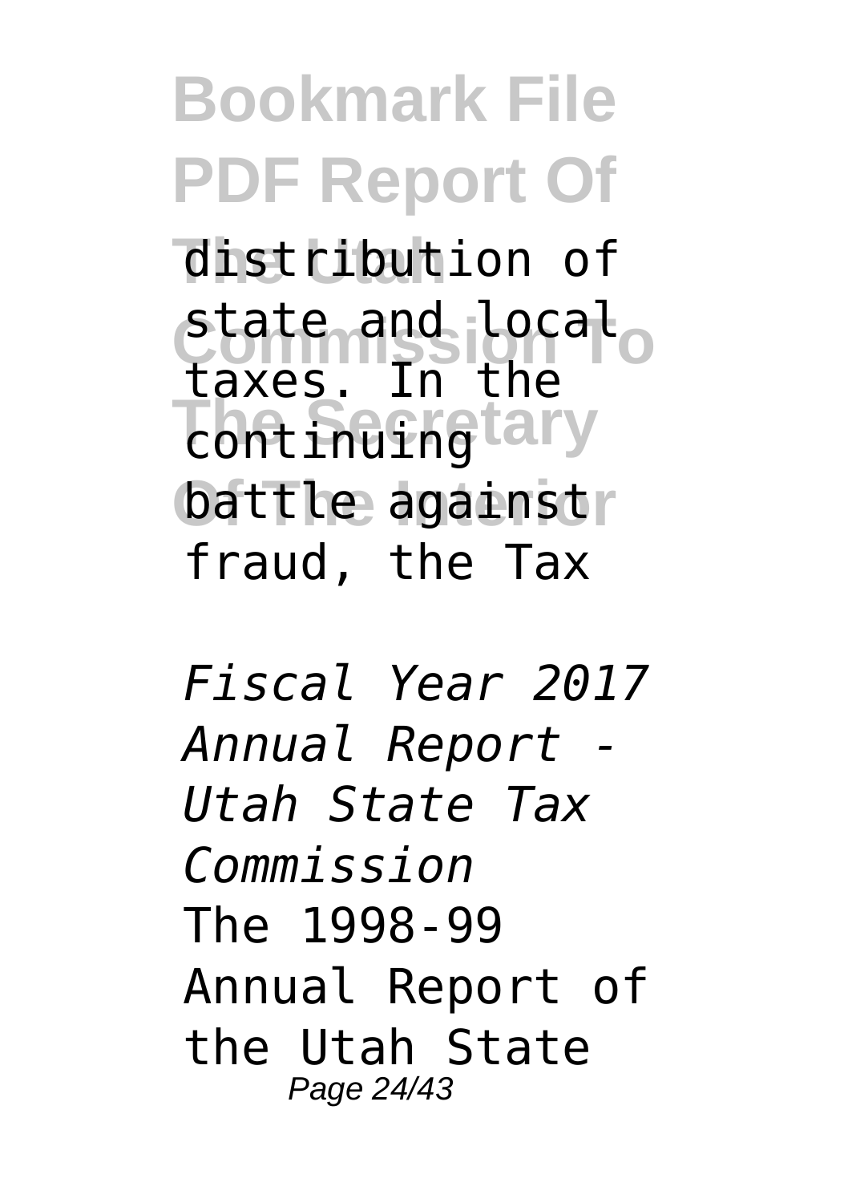distribution of state and local taxes. In the continuing battle against fraud, the Tax

*Fiscal Year 2017 Annual Report - Utah State Tax Commission*

The 1998-99 Annual Report of the Utah State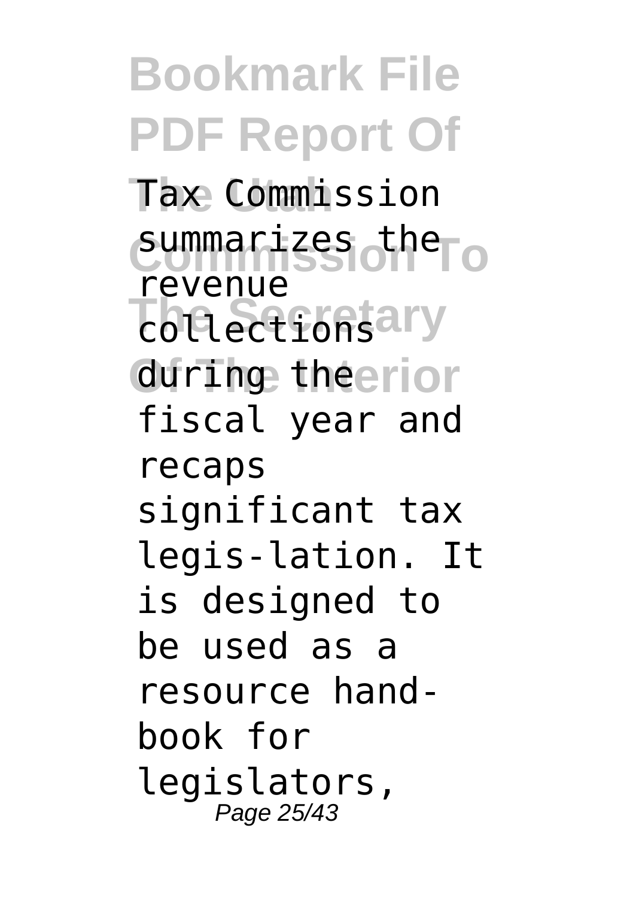Tax Commission summarizes the revenue collections during the fiscal year and recaps significant tax legis-lation. It is designed to be used as a resource hand-book for legislators,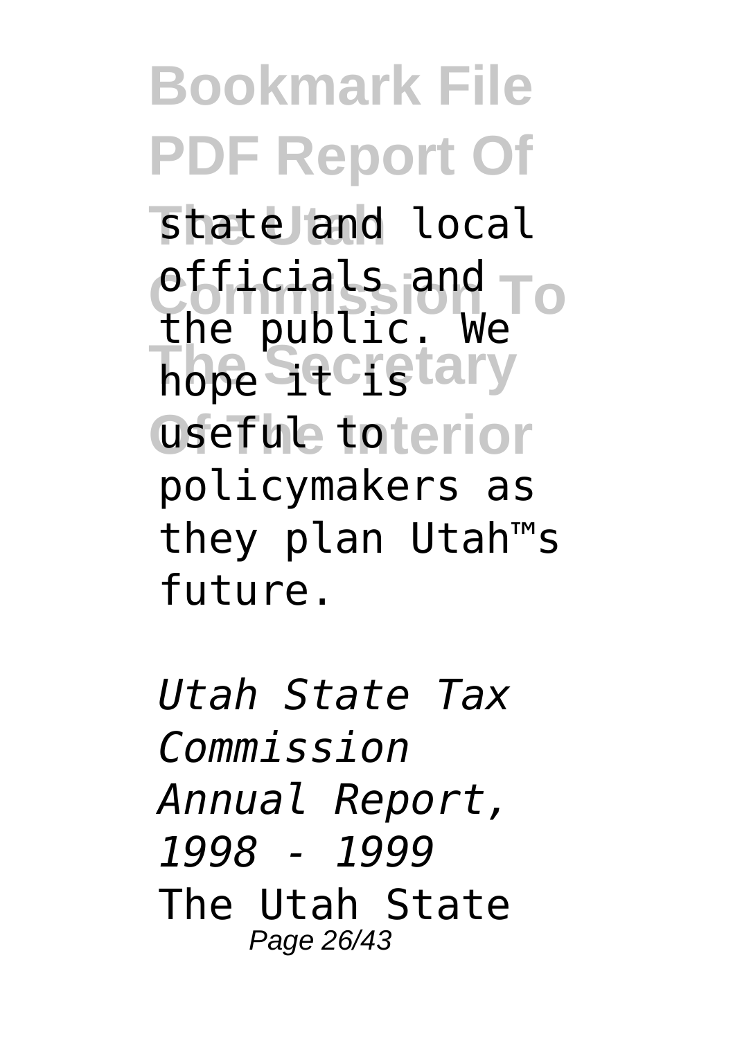state and local officials and the public. We hope it is useful to policymakers as they plan Utah™s future.

*Utah State Tax Commission Annual Report, 1998 - 1999*

The Utah State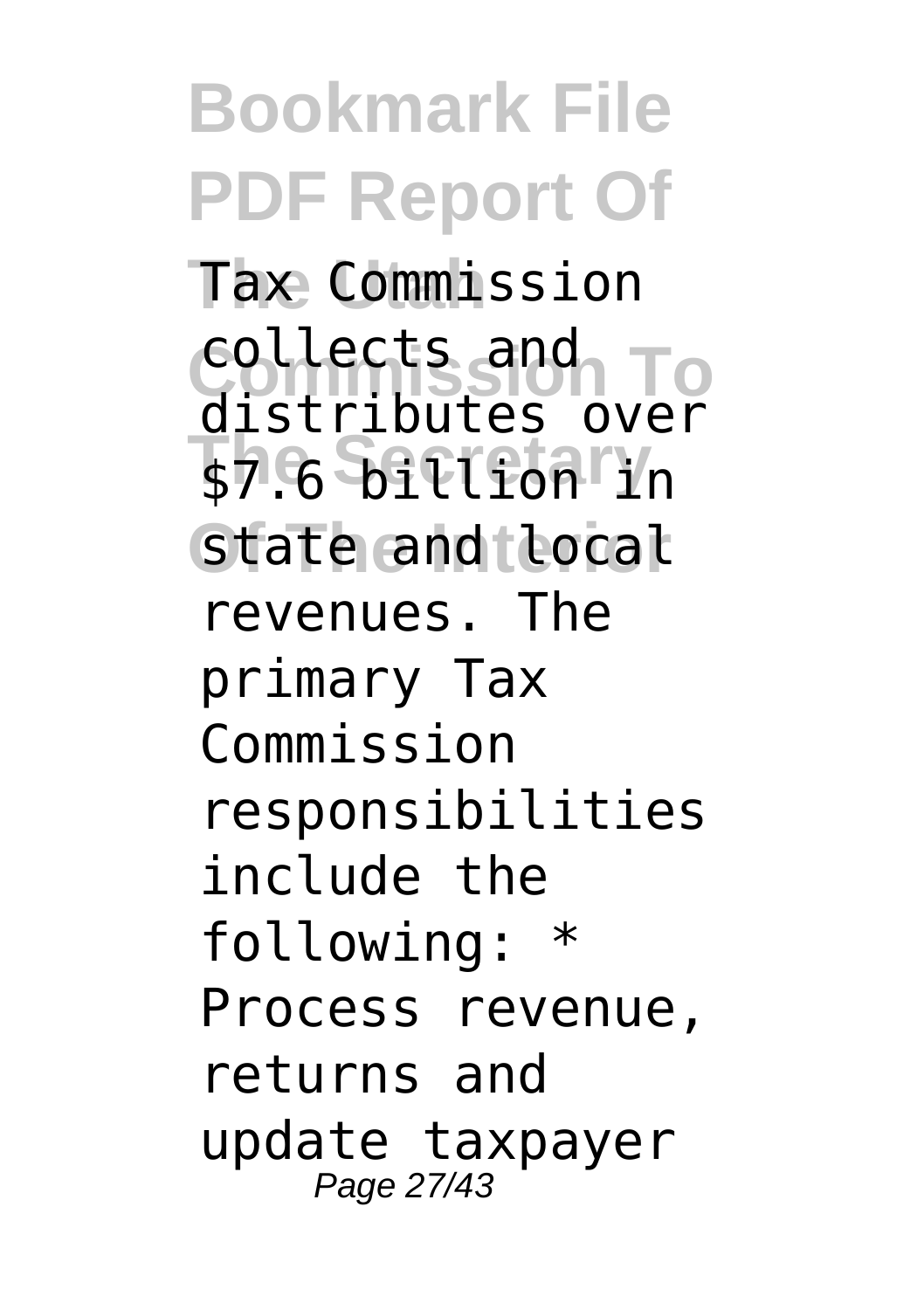Tax Commission collects and distributes over $7.6 billion in state and local revenues. The primary Tax Commission responsibilities include the following: * Process revenue, returns and update taxpayer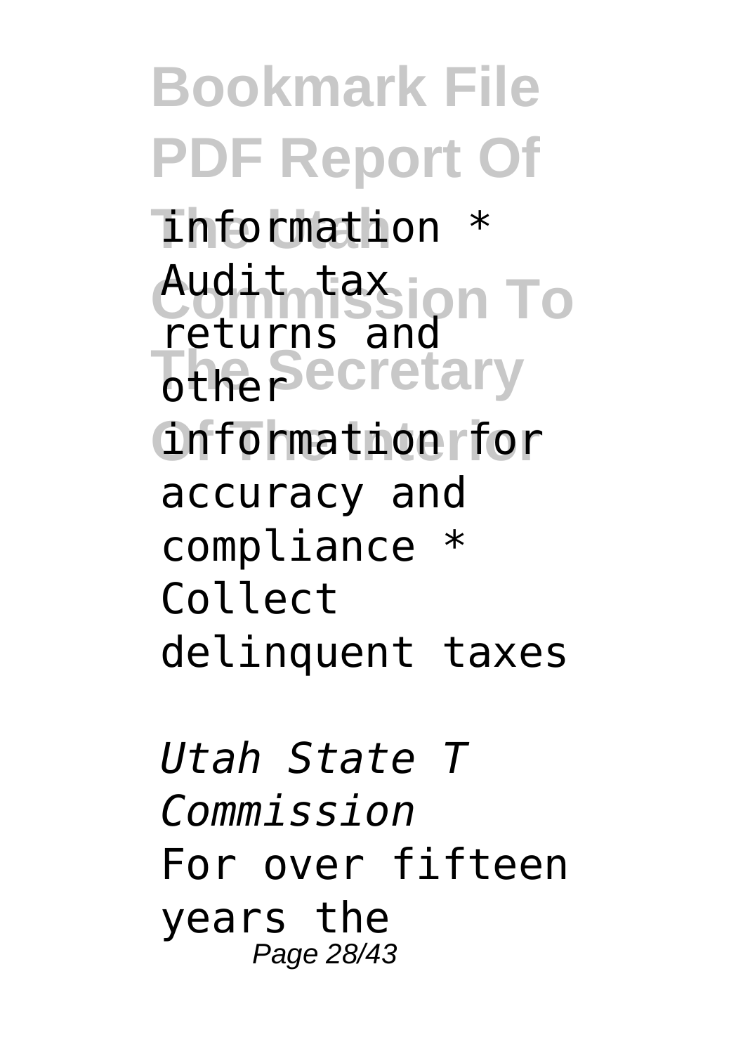information * Audit tax returns and other information for accuracy and compliance * Collect delinquent taxes

*Utah State T Commission*

For over fifteen years the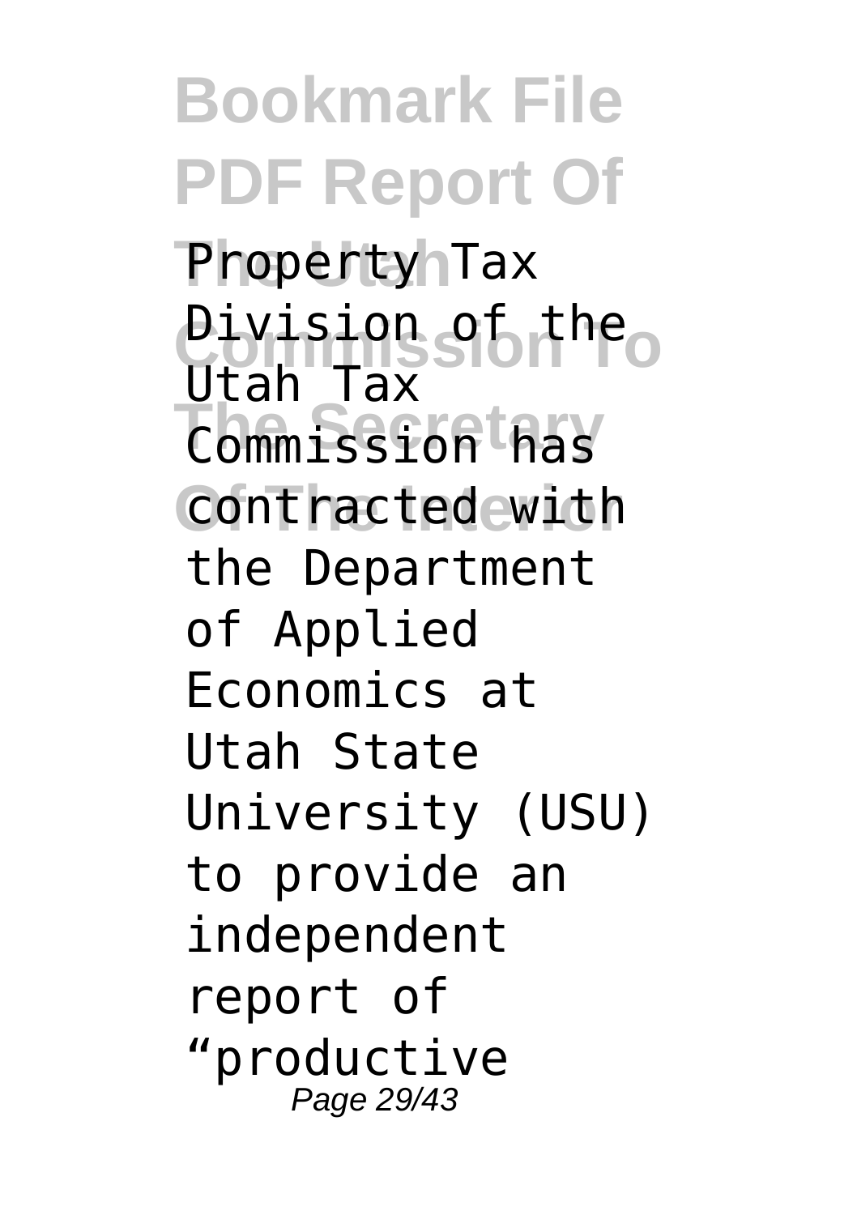Property Tax Division of the Utah Tax Commission has contracted with the Department of Applied Economics at Utah State University (USU) to provide an independent report of "productive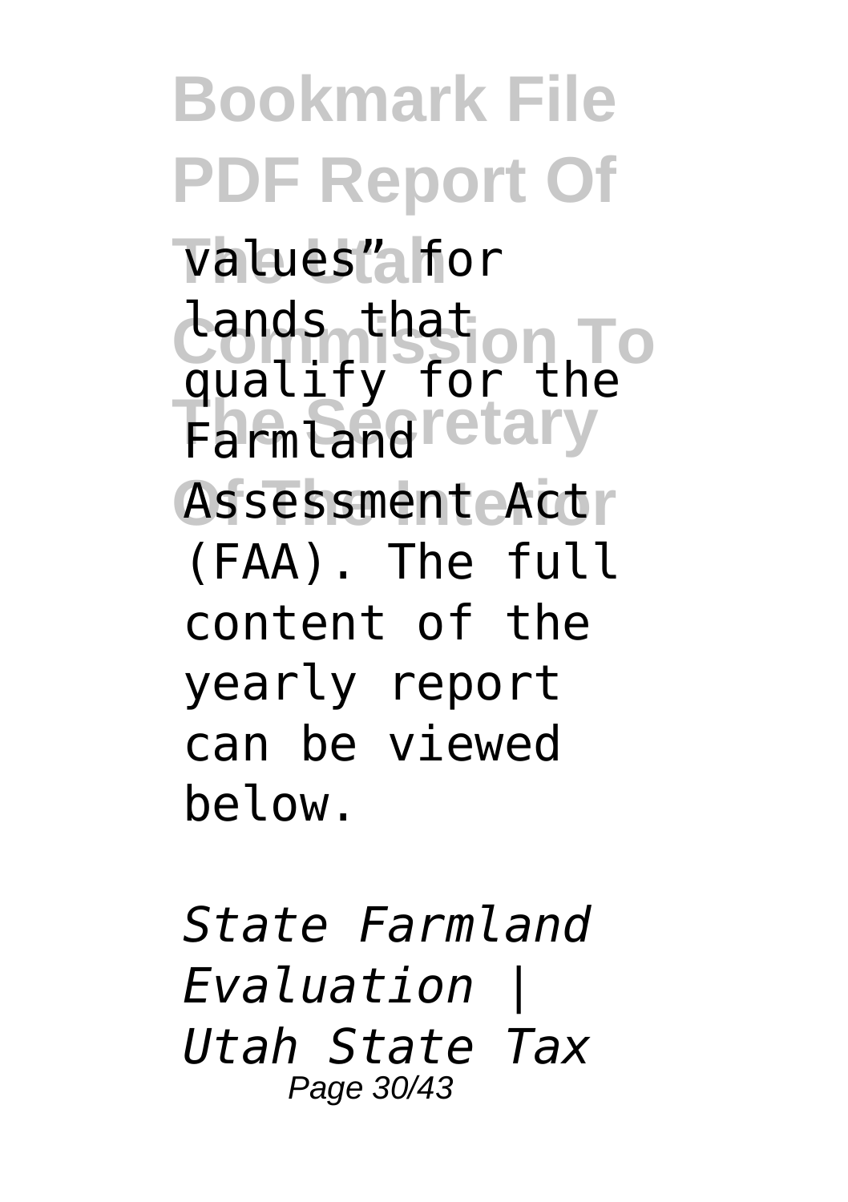values" for lands that qualify for the Farmland Assessment Act (FAA). The full content of the yearly report can be viewed below.

*State Farmland Evaluation | Utah State Tax*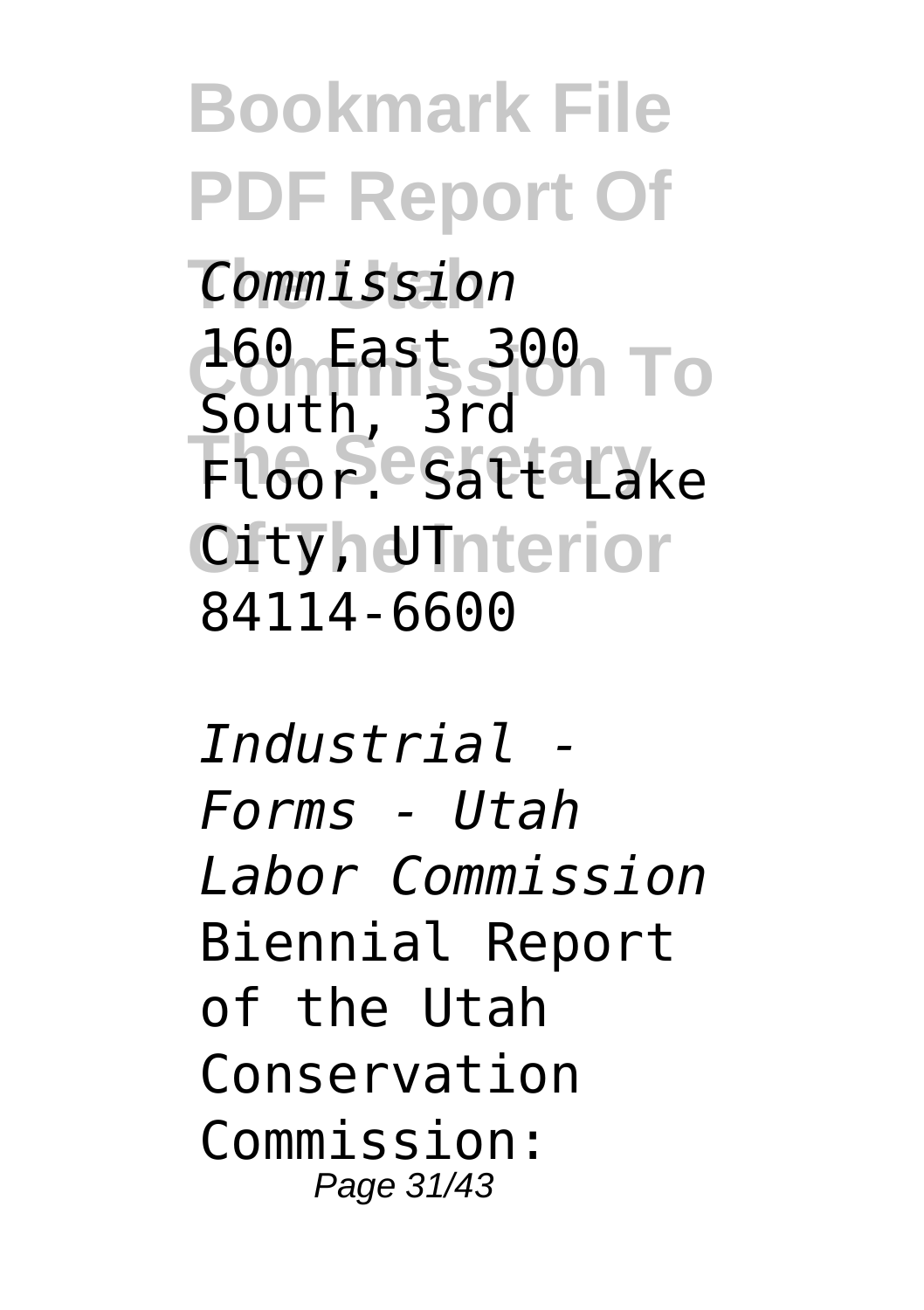*Commission*

160 East 300 South, 3rd Floor. Salt Lake City, UT 84114-6600

*Industrial - Forms - Utah Labor Commission*

Biennial Report of the Utah Conservation Commission: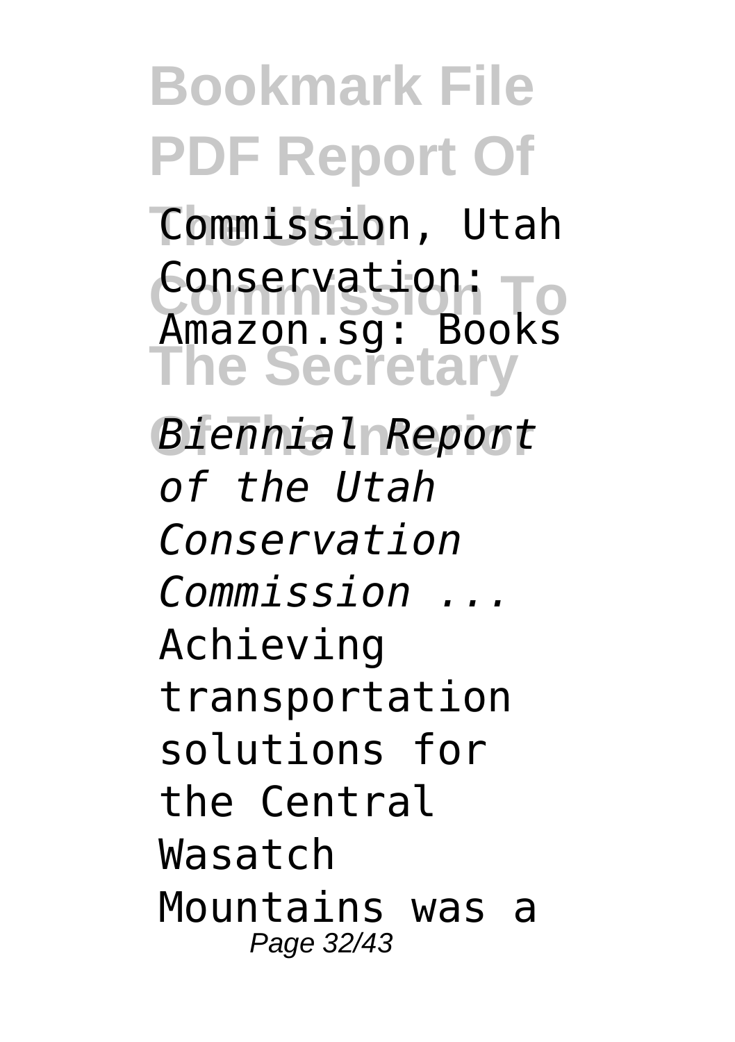Commission, Utah Conservation: Amazon.sg: Books

*Biennial Report of the Utah Conservation Commission ...*

Achieving transportation solutions for the Central Wasatch Mountains was a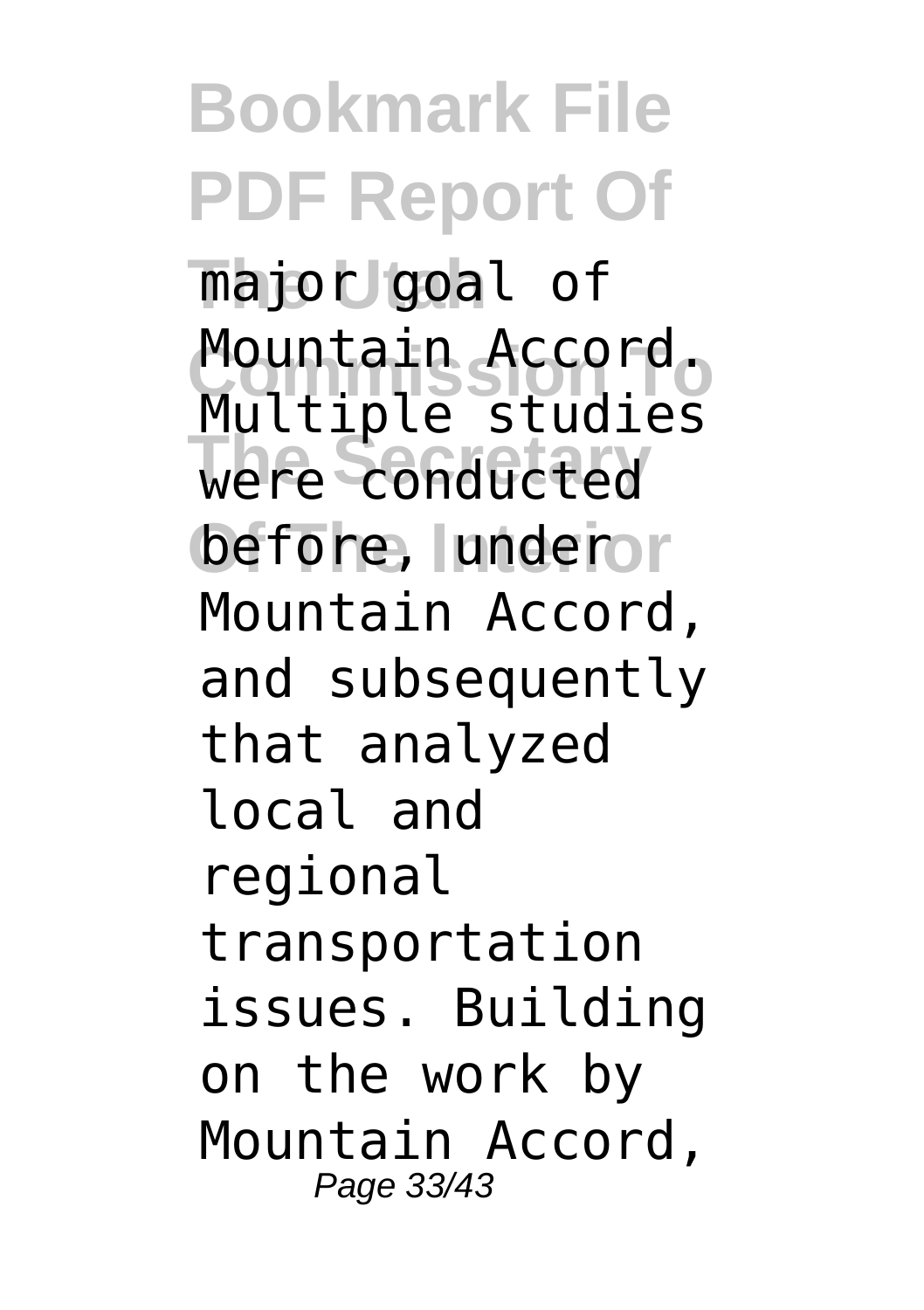major goal of Mountain Accord. Multiple studies were conducted before, under Mountain Accord, and subsequently that analyzed local and regional transportation issues. Building on the work by Mountain Accord,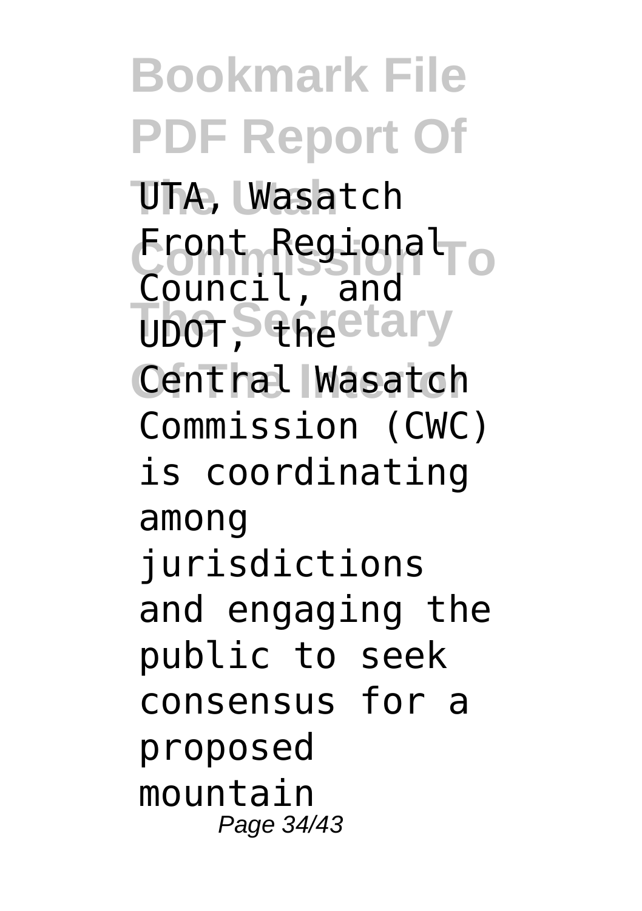UTA, Wasatch Front Regional Council, and UDOT, the Central Wasatch Commission (CWC) is coordinating among jurisdictions and engaging the public to seek consensus for a proposed mountain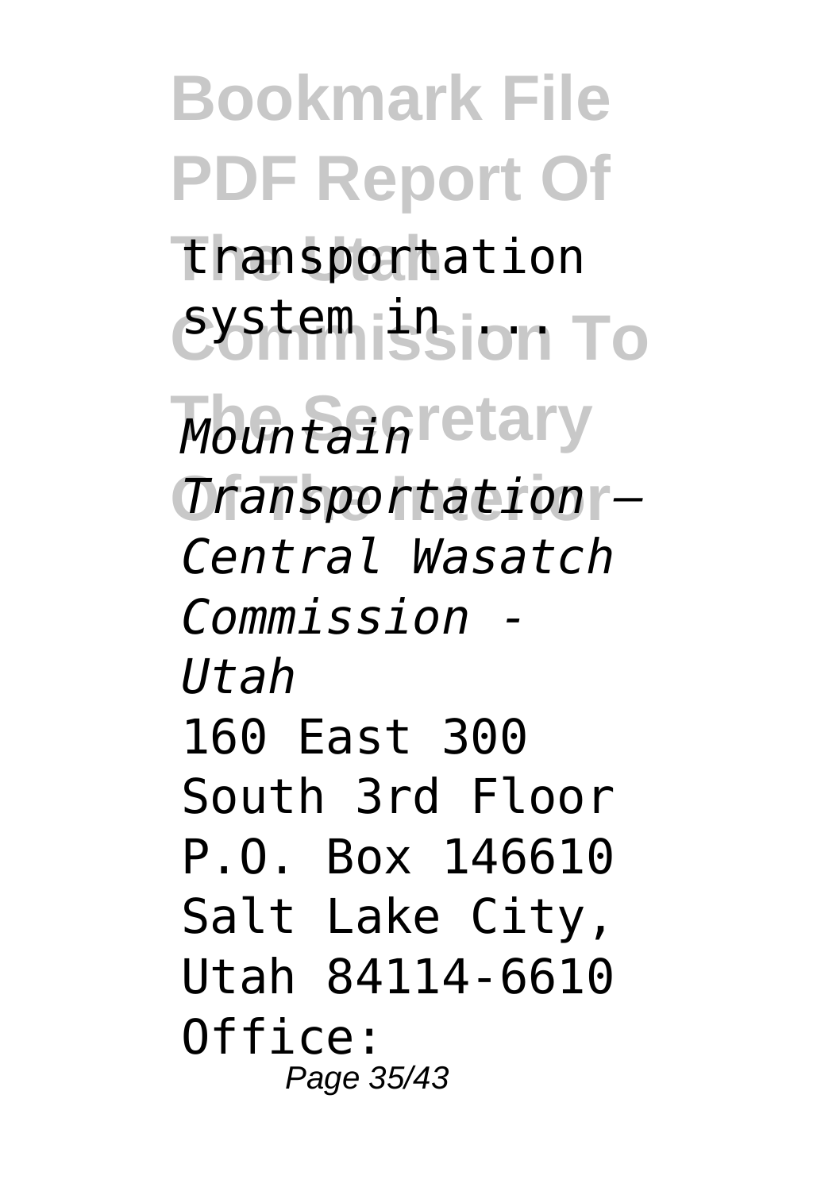transportation system in ...

*Mountain Transportation — Central Wasatch Commission - Utah*

160 East 300 South 3rd Floor P.O. Box 146610 Salt Lake City, Utah 84114-6610 Office: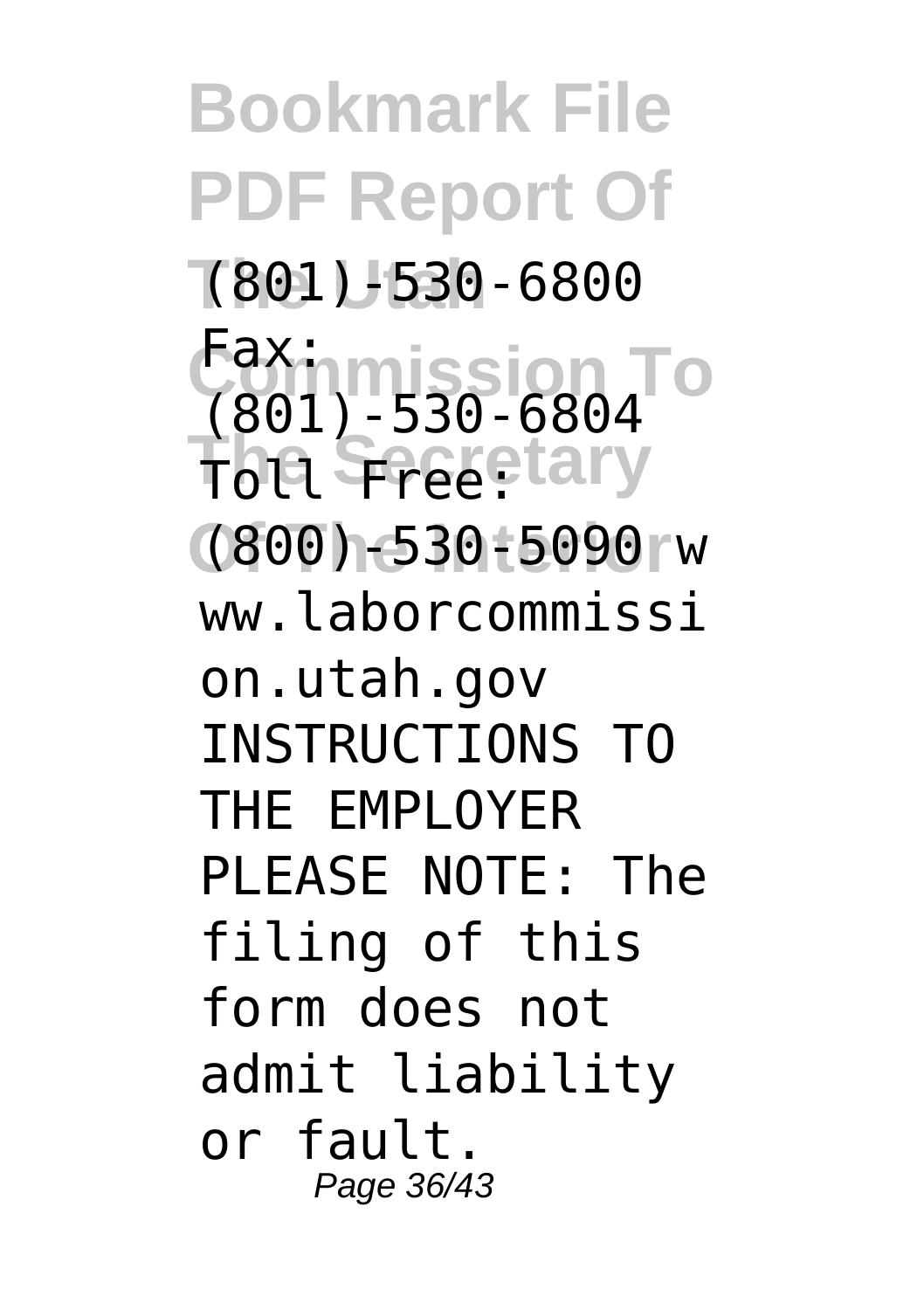(801)-530-6800 Fax: (801)-530-6804 Toll Free: (800)-530-5090 www.laborcommission.utah.gov INSTRUCTIONS TO THE EMPLOYER PLEASE NOTE: The filing of this form does not admit liability or fault.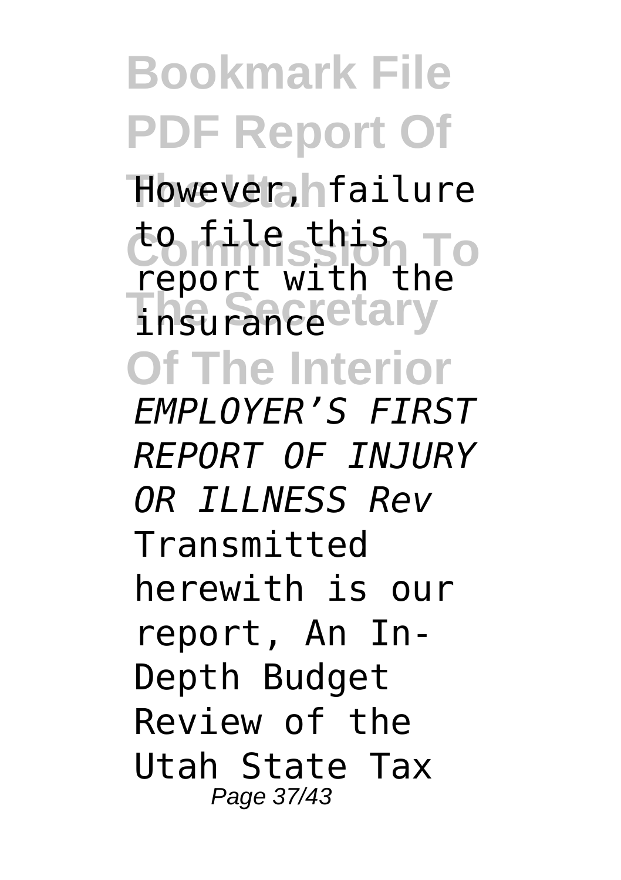However, failure to file this report with the insurance

*EMPLOYER'S FIRST REPORT OF INJURY OR ILLNESS Rev*

Transmitted herewith is our report, An In-Depth Budget Review of the Utah State Tax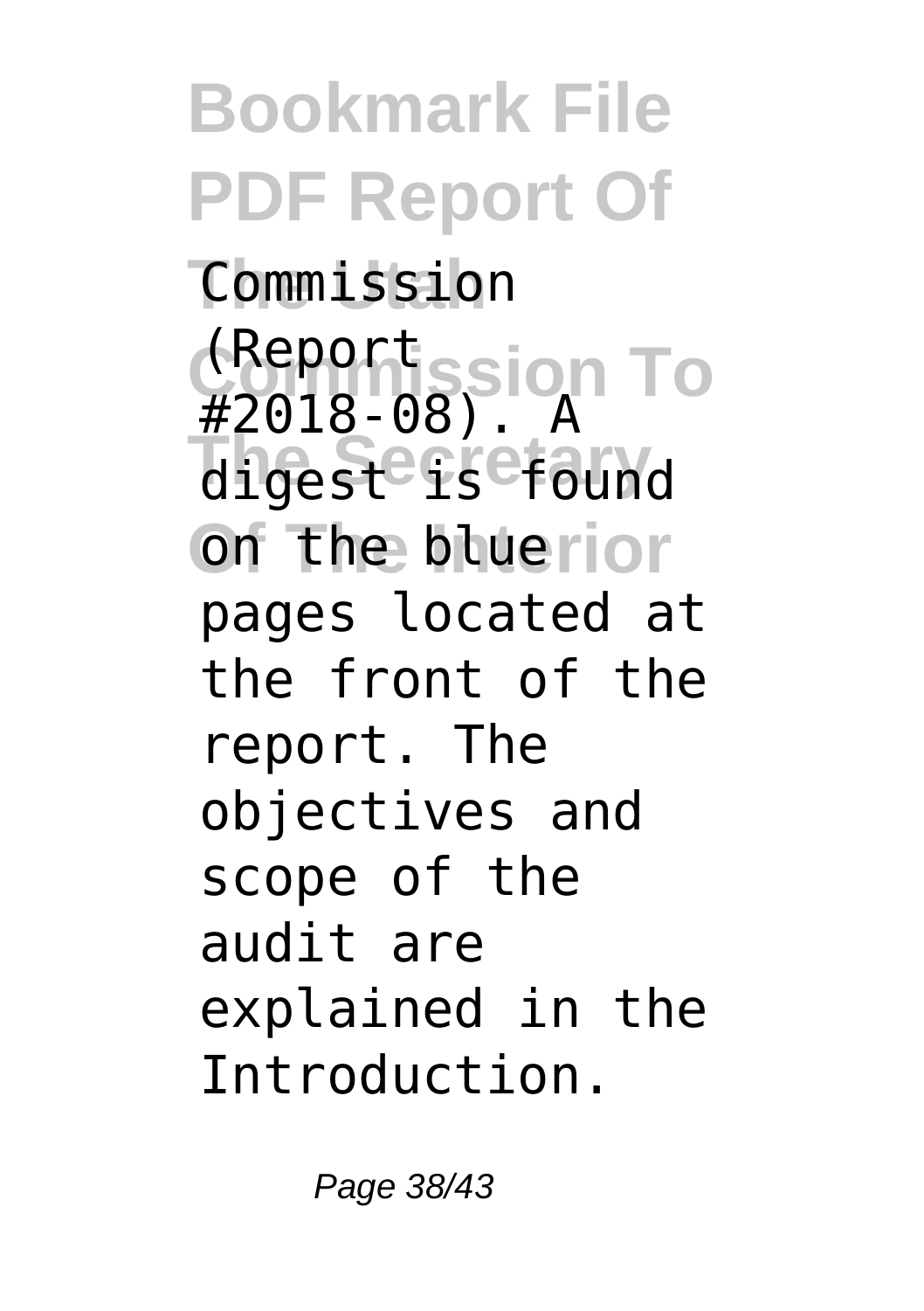Commission (Report #2018-08). A digest is found on the blue pages located at the front of the report. The objectives and scope of the audit are explained in the Introduction.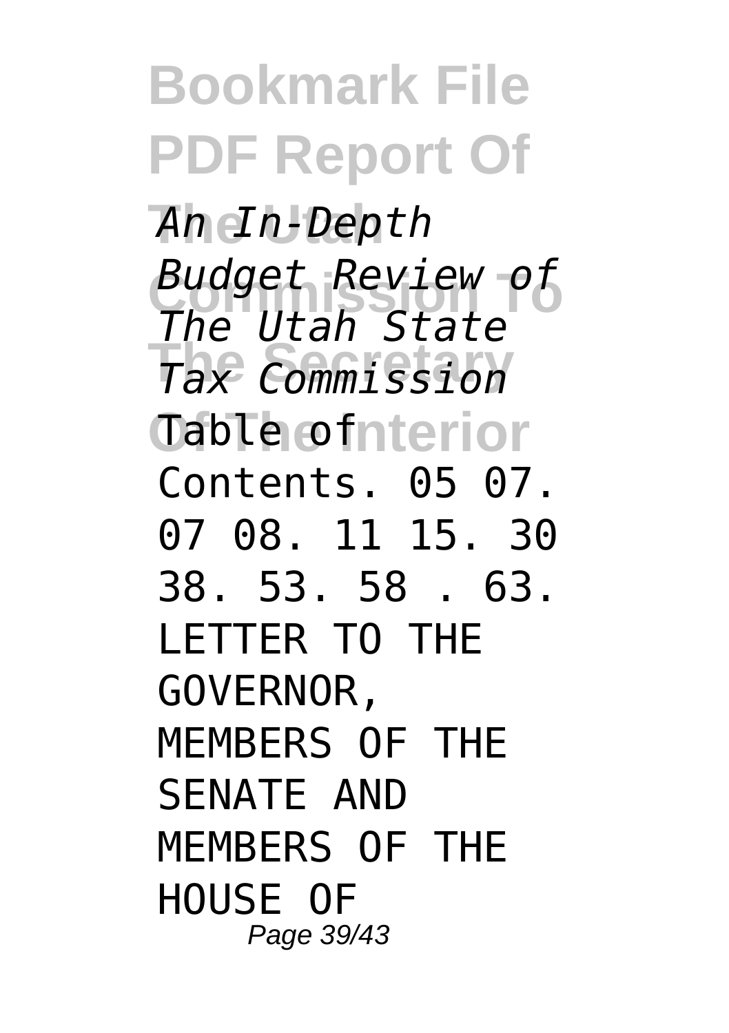*An In-Depth Budget Review of The Utah State Tax Commission* Table of Contents. 05 07. 07 08. 11 15. 30 38. 53. 58 . 63. LETTER TO THE GOVERNOR, MEMBERS OF THE SENATE AND MEMBERS OF THE HOUSE OF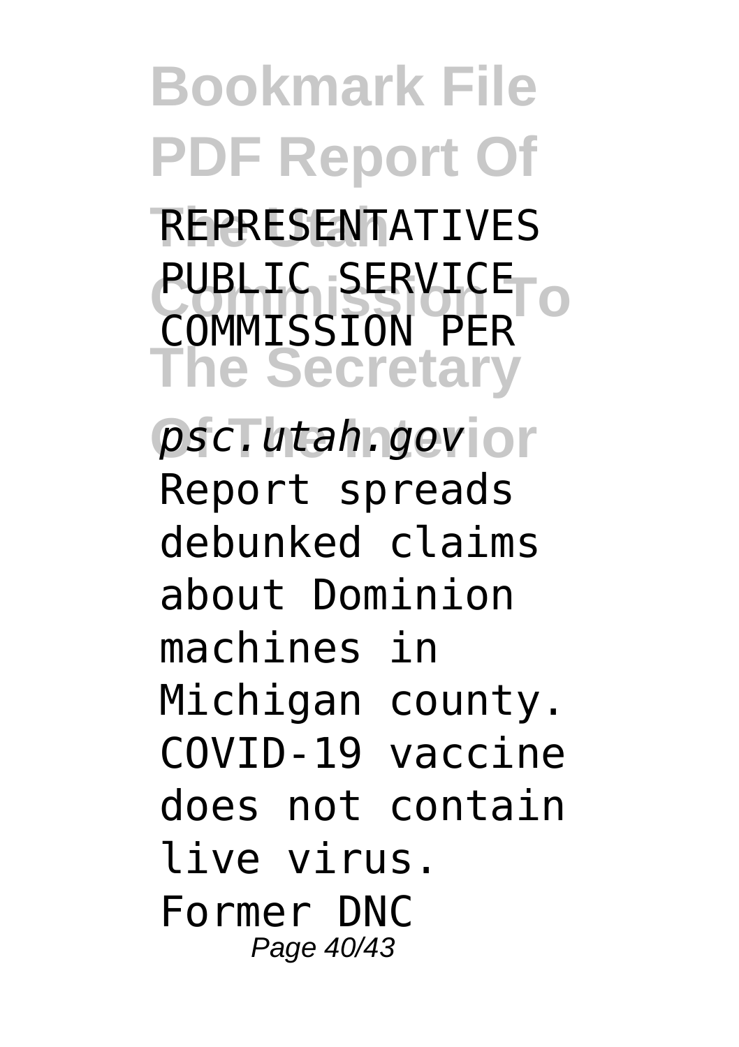REPRESENTATIVES PUBLIC SERVICE COMMISSION PER

*psc.utah.gov*

Report spreads debunked claims about Dominion machines in Michigan county. COVID-19 vaccine does not contain live virus. Former DNC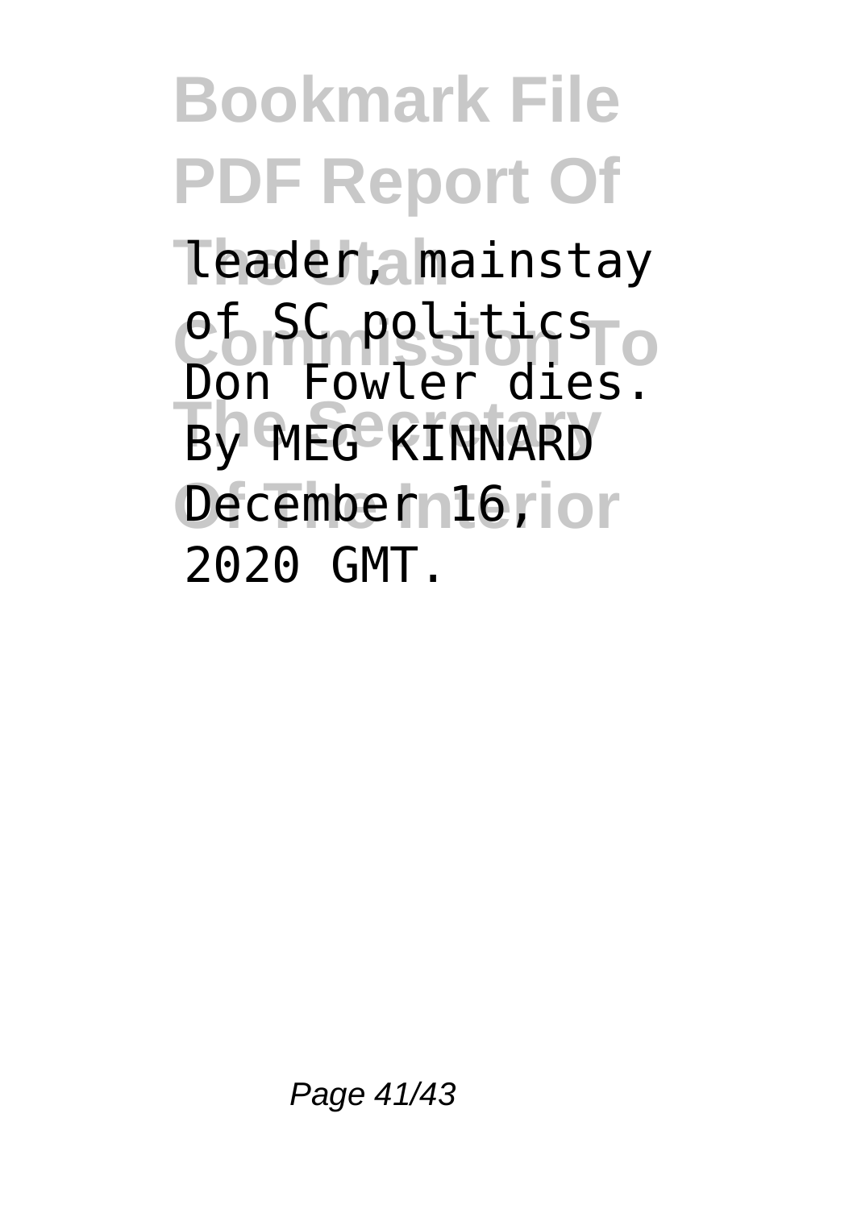leader, mainstay of SC politics Don Fowler dies. By MEG KINNARD December 16, 2020 GMT.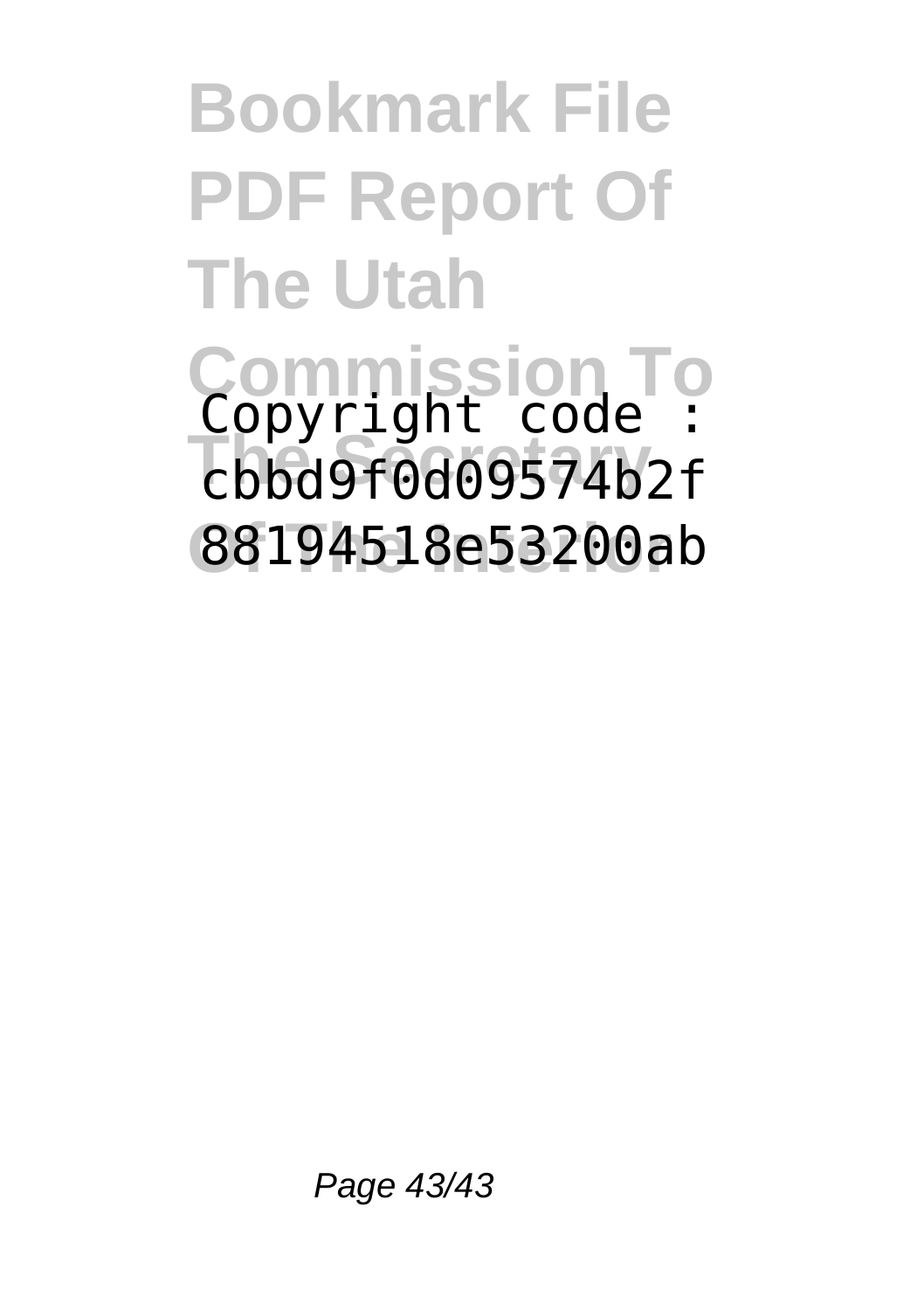Copyright code : cbbd9f0d09574b2f88194518e53200ab